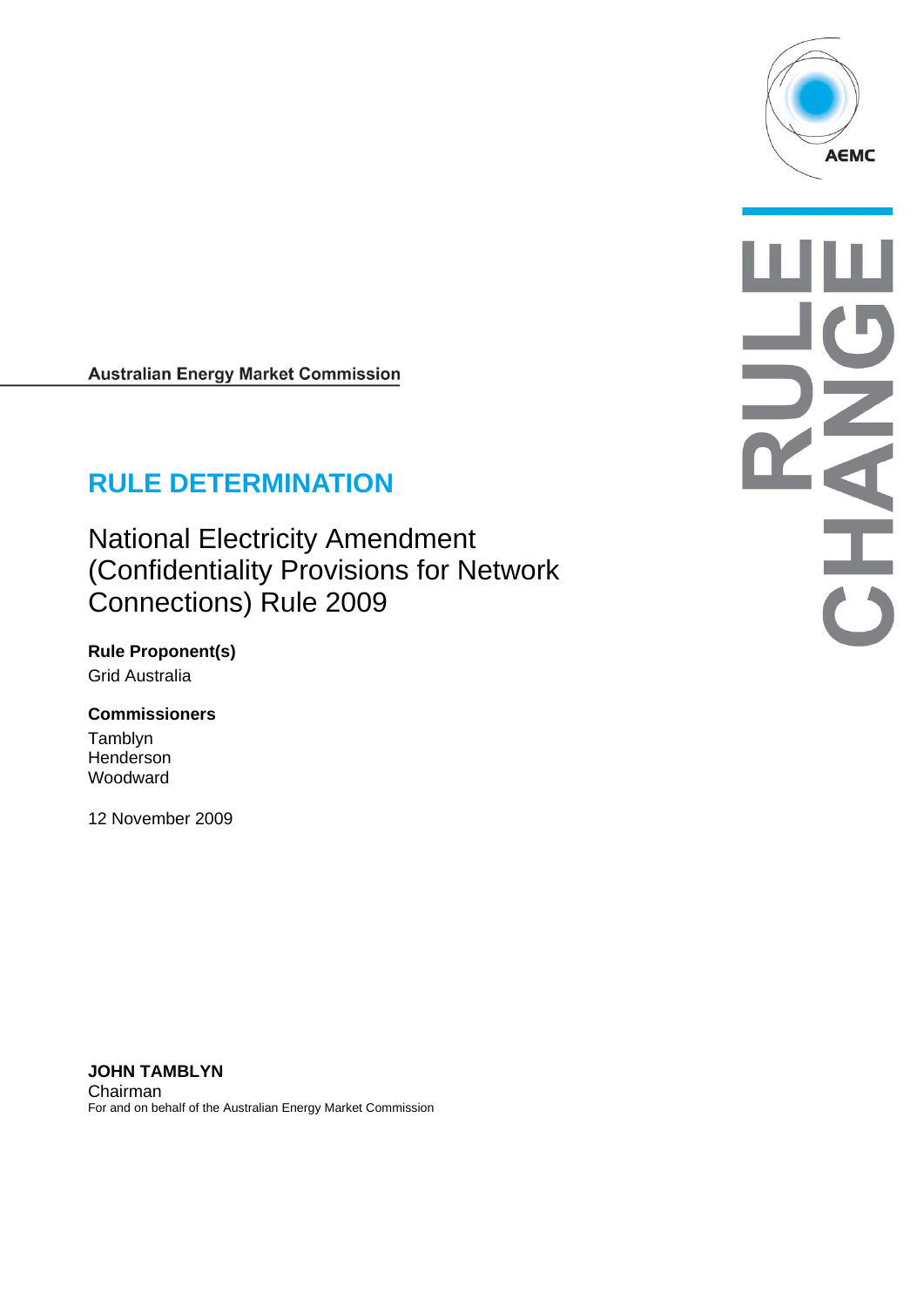Australian Energy Market Commission

# RULE DETERMINATION

## National Electricity Amendment (Confidentiality Provisions for Network Connections) Rule 2009

**Rule Proponent(s)**

Grid Australia

**Commissioners**

Tamblyn
Henderson
Woodward

12 November 2009

**JOHN TAMBLYN**
Chairman
For and on behalf of the Australian Energy Market Commission

RULE CHANGE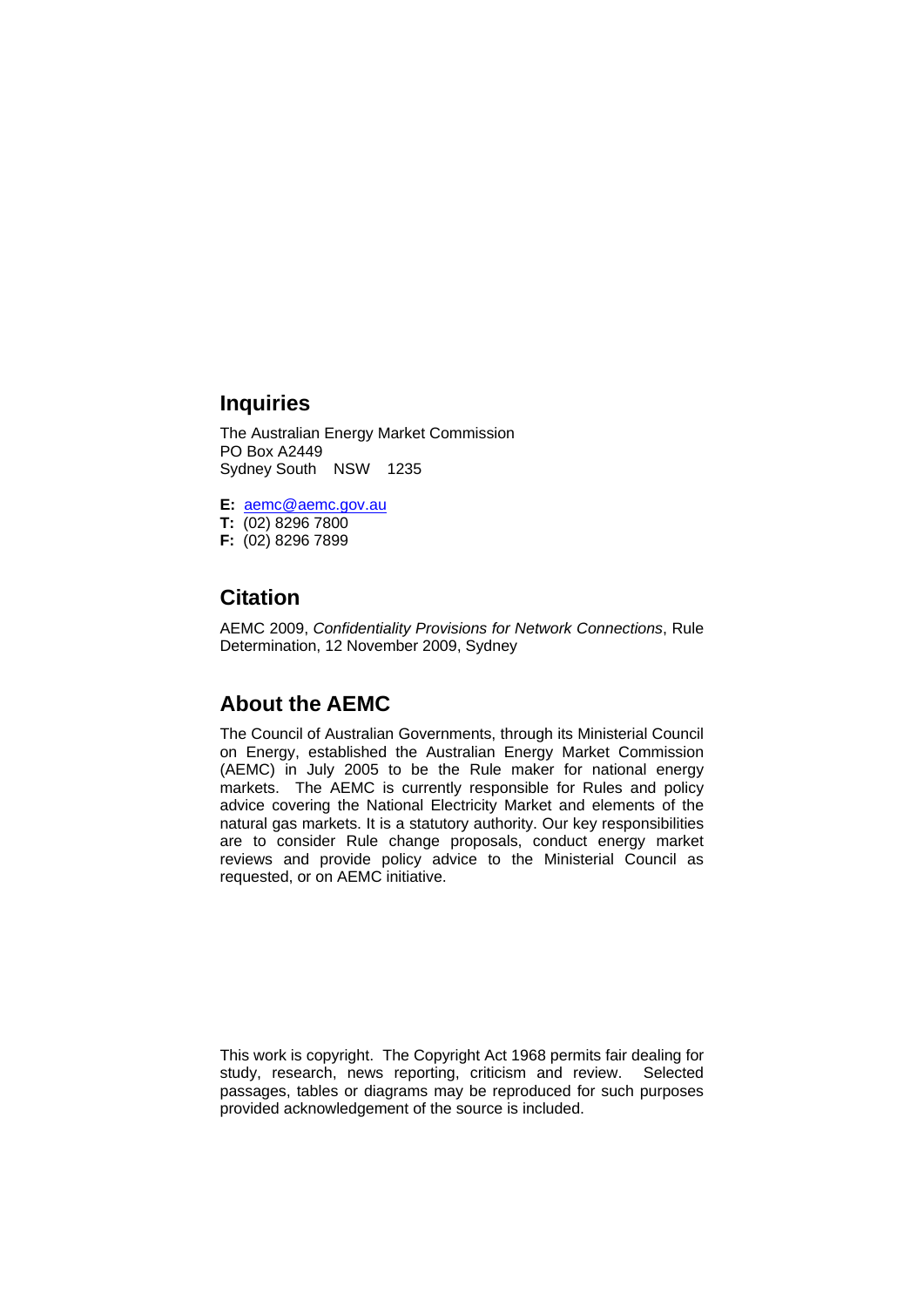## Inquiries

The Australian Energy Market Commission
PO Box A2449
Sydney South NSW 1235

**E:** aemc@aemc.gov.au
**T:** (02) 8296 7800
**F:** (02) 8296 7899

## Citation

AEMC 2009, *Confidentiality Provisions for Network Connections*, Rule Determination, 12 November 2009, Sydney

## About the AEMC

The Council of Australian Governments, through its Ministerial Council on Energy, established the Australian Energy Market Commission (AEMC) in July 2005 to be the Rule maker for national energy markets. The AEMC is currently responsible for Rules and policy advice covering the National Electricity Market and elements of the natural gas markets. It is a statutory authority. Our key responsibilities are to consider Rule change proposals, conduct energy market reviews and provide policy advice to the Ministerial Council as requested, or on AEMC initiative.

This work is copyright. The Copyright Act 1968 permits fair dealing for study, research, news reporting, criticism and review. Selected passages, tables or diagrams may be reproduced for such purposes provided acknowledgement of the source is included.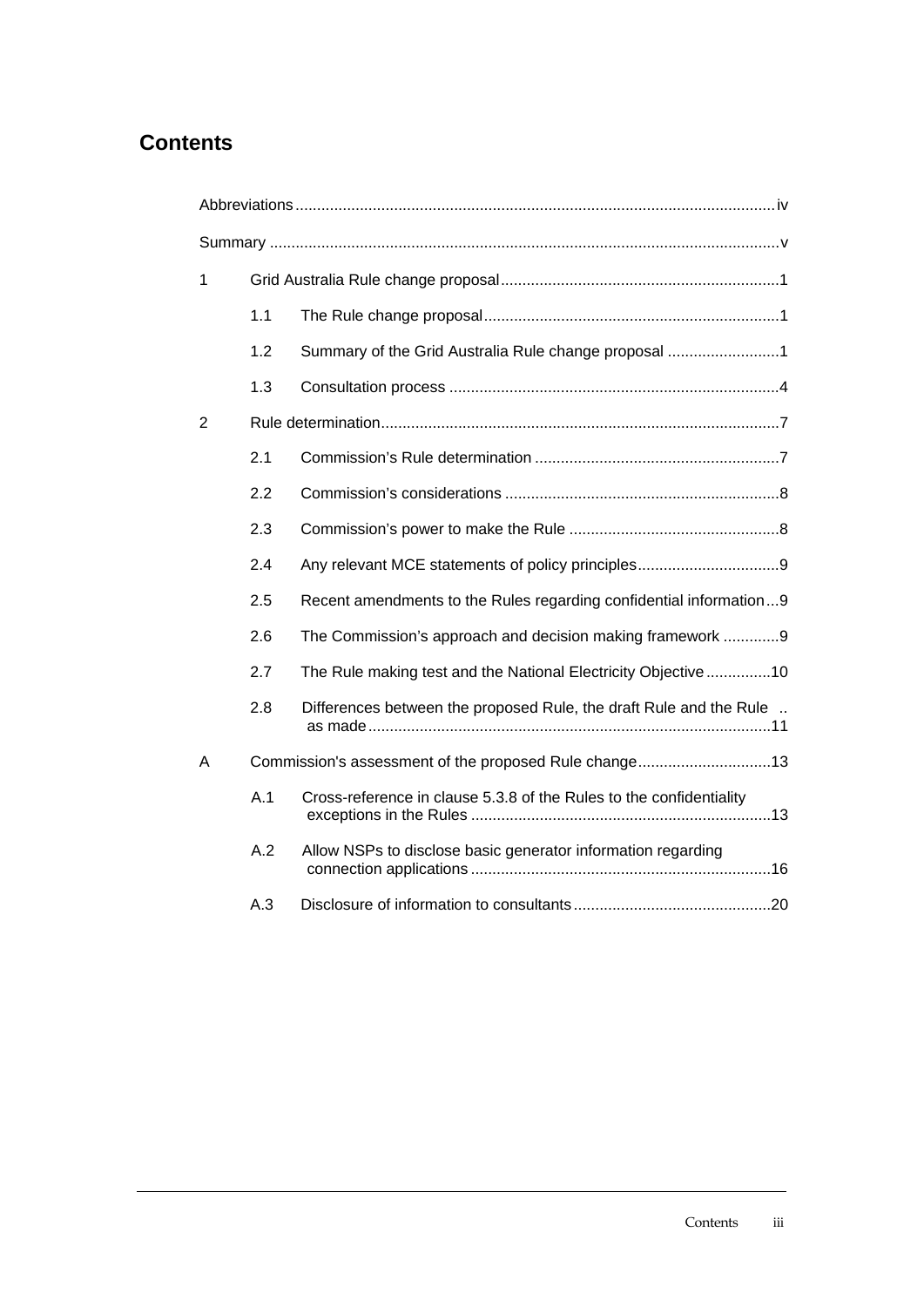# Contents

Abbreviations .............................................................................................................. iv

Summary ....................................................................................................................... v

1 Grid Australia Rule change proposal ................................................................. 1

- 1.1 The Rule change proposal ..................................................................... 1
- 1.2 Summary of the Grid Australia Rule change proposal .......................... 1
- 1.3 Consultation process ............................................................................. 4

2 Rule determination ............................................................................................ 7

- 2.1 Commission's Rule determination ......................................................... 7
- 2.2 Commission's considerations ................................................................ 8
- 2.3 Commission's power to make the Rule ................................................. 8
- 2.4 Any relevant MCE statements of policy principles ................................. 9
- 2.5 Recent amendments to the Rules regarding confidential information ... 9
- 2.6 The Commission's approach and decision making framework ............. 9
- 2.7 The Rule making test and the National Electricity Objective ............... 10
- 2.8 Differences between the proposed Rule, the draft Rule and the Rule as made ............................................................................................. 11

A Commission's assessment of the proposed Rule change ............................... 13

- A.1 Cross-reference in clause 5.3.8 of the Rules to the confidentiality exceptions in the Rules ..................................................................... 13
- A.2 Allow NSPs to disclose basic generator information regarding connection applications ..................................................................... 16
- A.3 Disclosure of information to consultants .............................................. 20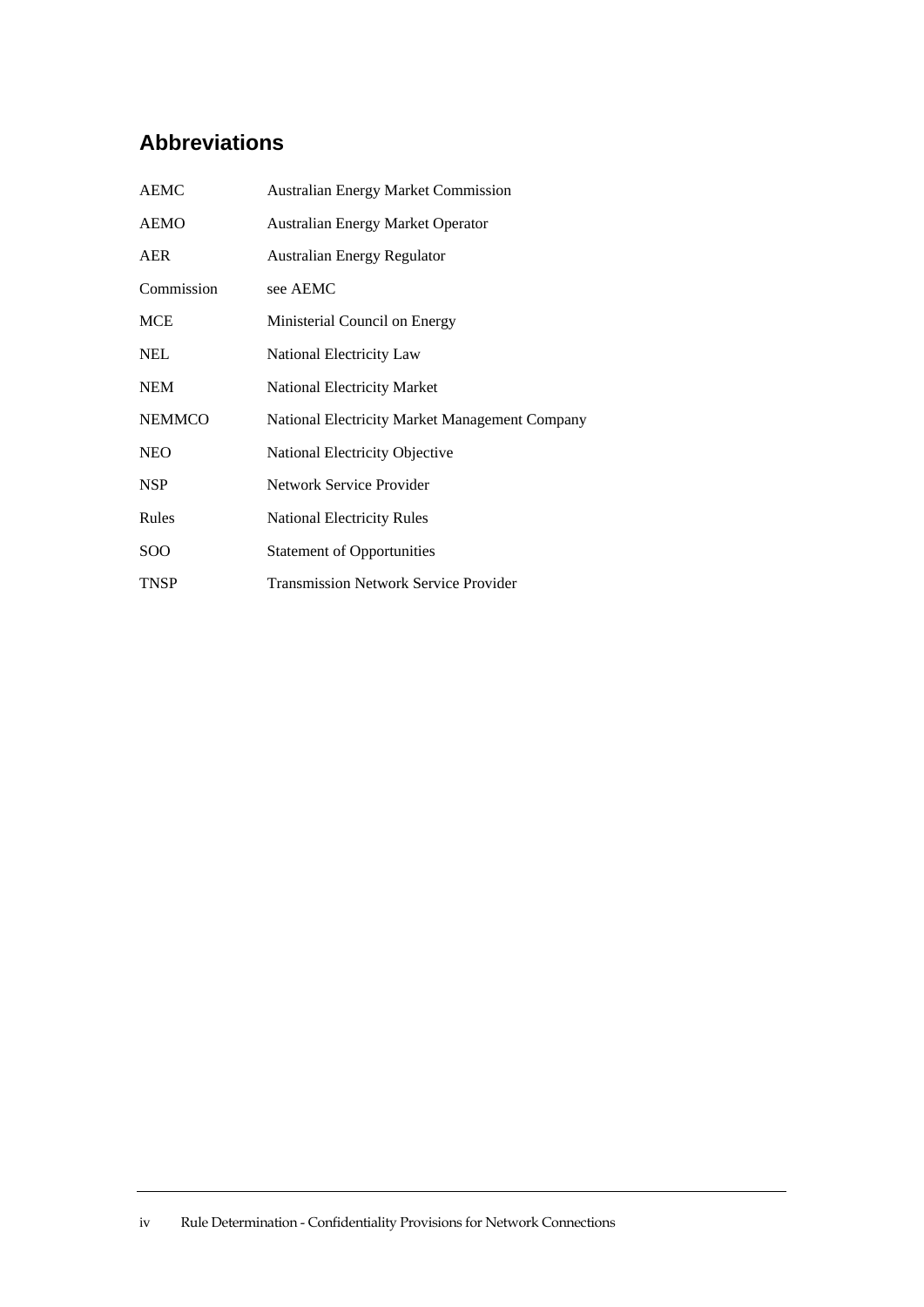# Abbreviations

| | |
|---|---|
| AEMC | Australian Energy Market Commission |
| AEMO | Australian Energy Market Operator |
| AER | Australian Energy Regulator |
| Commission | see AEMC |
| MCE | Ministerial Council on Energy |
| NEL | National Electricity Law |
| NEM | National Electricity Market |
| NEMMCO | National Electricity Market Management Company |
| NEO | National Electricity Objective |
| NSP | Network Service Provider |
| Rules | National Electricity Rules |
| SOO | Statement of Opportunities |
| TNSP | Transmission Network Service Provider |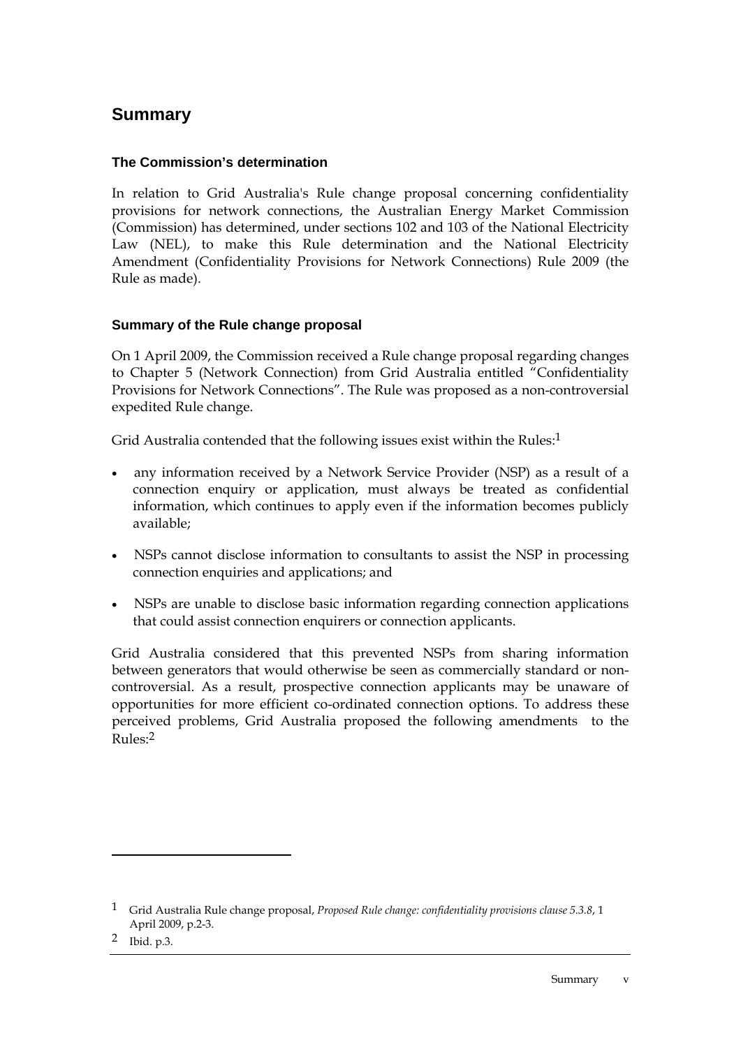# Summary

### The Commission's determination

In relation to Grid Australia's Rule change proposal concerning confidentiality provisions for network connections, the Australian Energy Market Commission (Commission) has determined, under sections 102 and 103 of the National Electricity Law (NEL), to make this Rule determination and the National Electricity Amendment (Confidentiality Provisions for Network Connections) Rule 2009 (the Rule as made).

### Summary of the Rule change proposal

On 1 April 2009, the Commission received a Rule change proposal regarding changes to Chapter 5 (Network Connection) from Grid Australia entitled "Confidentiality Provisions for Network Connections". The Rule was proposed as a non-controversial expedited Rule change.

Grid Australia contended that the following issues exist within the Rules:[1]

- any information received by a Network Service Provider (NSP) as a result of a connection enquiry or application, must always be treated as confidential information, which continues to apply even if the information becomes publicly available;
- NSPs cannot disclose information to consultants to assist the NSP in processing connection enquiries and applications; and
- NSPs are unable to disclose basic information regarding connection applications that could assist connection enquirers or connection applicants.

Grid Australia considered that this prevented NSPs from sharing information between generators that would otherwise be seen as commercially standard or non-controversial. As a result, prospective connection applicants may be unaware of opportunities for more efficient co-ordinated connection options. To address these perceived problems, Grid Australia proposed the following amendments to the Rules:[2]

---

[1] Grid Australia Rule change proposal, *Proposed Rule change: confidentiality provisions clause 5.3.8*, 1 April 2009, p.2-3.

[2] Ibid. p.3.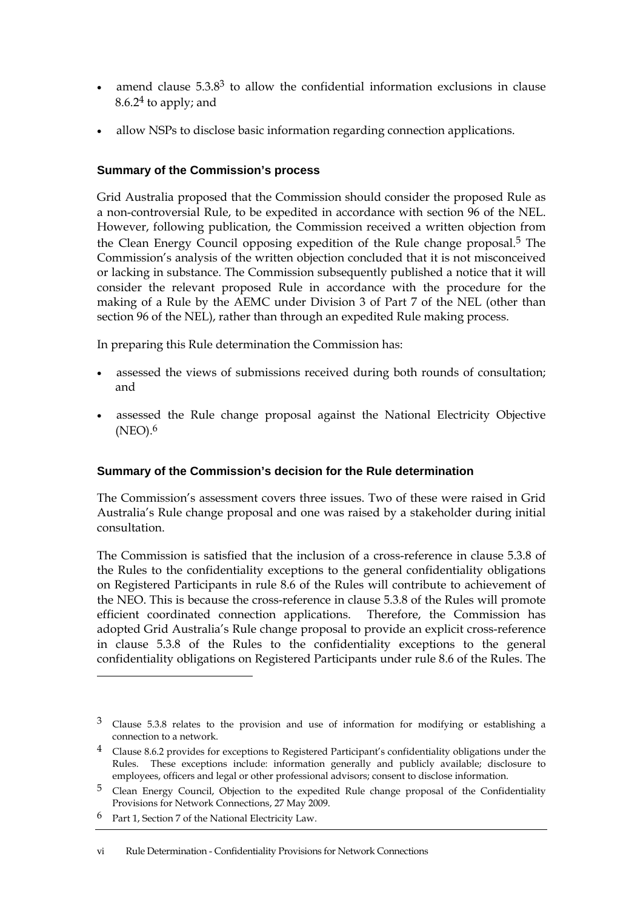- amend clause 5.3.8[3] to allow the confidential information exclusions in clause 8.6.2[4] to apply; and
- allow NSPs to disclose basic information regarding connection applications.

### Summary of the Commission's process

Grid Australia proposed that the Commission should consider the proposed Rule as a non-controversial Rule, to be expedited in accordance with section 96 of the NEL. However, following publication, the Commission received a written objection from the Clean Energy Council opposing expedition of the Rule change proposal.[5] The Commission's analysis of the written objection concluded that it is not misconceived or lacking in substance. The Commission subsequently published a notice that it will consider the relevant proposed Rule in accordance with the procedure for the making of a Rule by the AEMC under Division 3 of Part 7 of the NEL (other than section 96 of the NEL), rather than through an expedited Rule making process.

In preparing this Rule determination the Commission has:

- assessed the views of submissions received during both rounds of consultation; and
- assessed the Rule change proposal against the National Electricity Objective (NEO).[6]

### Summary of the Commission's decision for the Rule determination

The Commission's assessment covers three issues. Two of these were raised in Grid Australia's Rule change proposal and one was raised by a stakeholder during initial consultation.

The Commission is satisfied that the inclusion of a cross-reference in clause 5.3.8 of the Rules to the confidentiality exceptions to the general confidentiality obligations on Registered Participants in rule 8.6 of the Rules will contribute to achievement of the NEO. This is because the cross-reference in clause 5.3.8 of the Rules will promote efficient coordinated connection applications. Therefore, the Commission has adopted Grid Australia's Rule change proposal to provide an explicit cross-reference in clause 5.3.8 of the Rules to the confidentiality exceptions to the general confidentiality obligations on Registered Participants under rule 8.6 of the Rules. The

---

[3] Clause 5.3.8 relates to the provision and use of information for modifying or establishing a connection to a network.

[4] Clause 8.6.2 provides for exceptions to Registered Participant's confidentiality obligations under the Rules. These exceptions include: information generally and publicly available; disclosure to employees, officers and legal or other professional advisors; consent to disclose information.

[5] Clean Energy Council, Objection to the expedited Rule change proposal of the Confidentiality Provisions for Network Connections, 27 May 2009.

[6] Part 1, Section 7 of the National Electricity Law.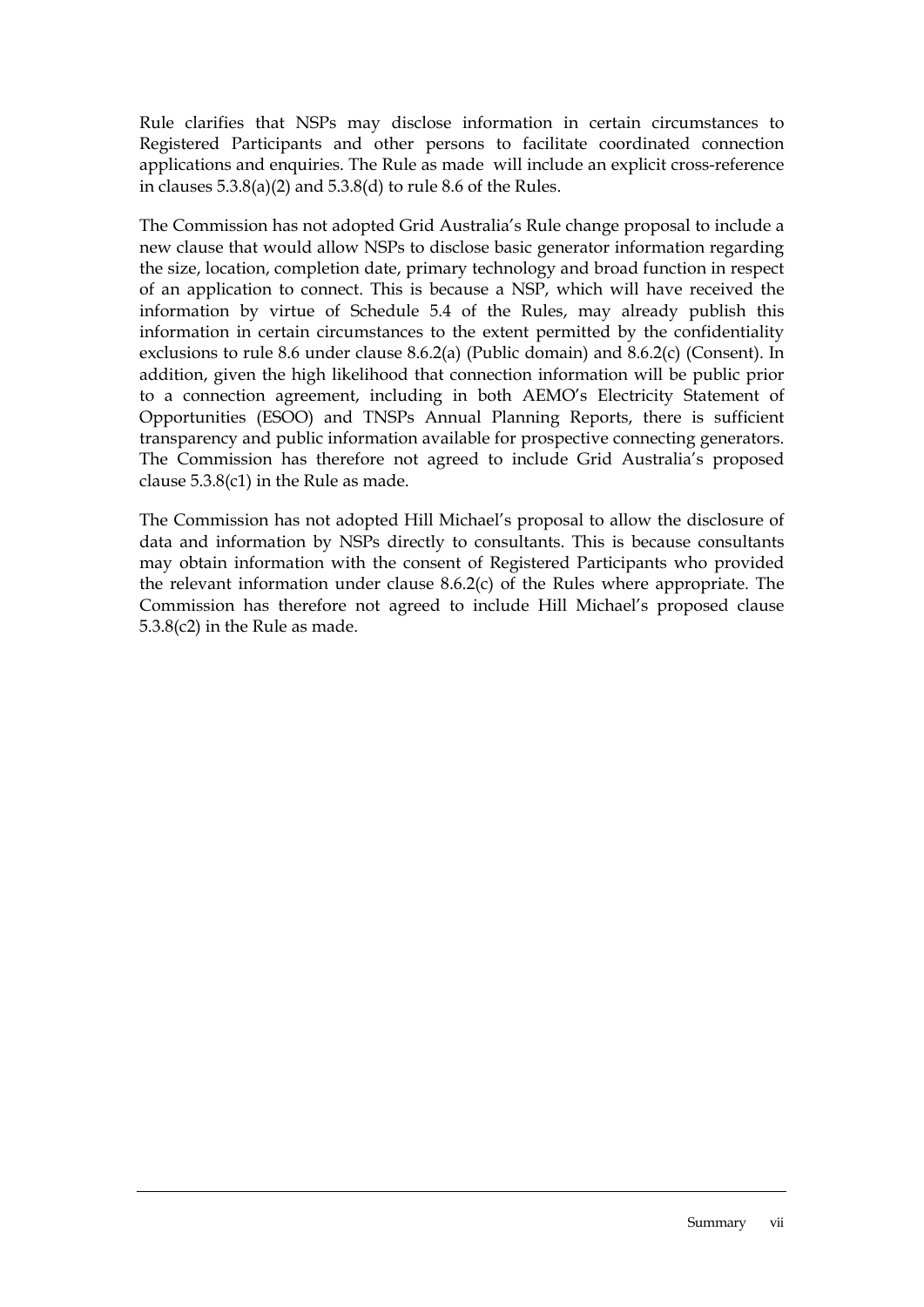Rule clarifies that NSPs may disclose information in certain circumstances to Registered Participants and other persons to facilitate coordinated connection applications and enquiries. The Rule as made will include an explicit cross-reference in clauses 5.3.8(a)(2) and 5.3.8(d) to rule 8.6 of the Rules.

The Commission has not adopted Grid Australia's Rule change proposal to include a new clause that would allow NSPs to disclose basic generator information regarding the size, location, completion date, primary technology and broad function in respect of an application to connect. This is because a NSP, which will have received the information by virtue of Schedule 5.4 of the Rules, may already publish this information in certain circumstances to the extent permitted by the confidentiality exclusions to rule 8.6 under clause 8.6.2(a) (Public domain) and 8.6.2(c) (Consent). In addition, given the high likelihood that connection information will be public prior to a connection agreement, including in both AEMO's Electricity Statement of Opportunities (ESOO) and TNSPs Annual Planning Reports, there is sufficient transparency and public information available for prospective connecting generators. The Commission has therefore not agreed to include Grid Australia's proposed clause 5.3.8(c1) in the Rule as made.

The Commission has not adopted Hill Michael's proposal to allow the disclosure of data and information by NSPs directly to consultants. This is because consultants may obtain information with the consent of Registered Participants who provided the relevant information under clause 8.6.2(c) of the Rules where appropriate. The Commission has therefore not agreed to include Hill Michael's proposed clause 5.3.8(c2) in the Rule as made.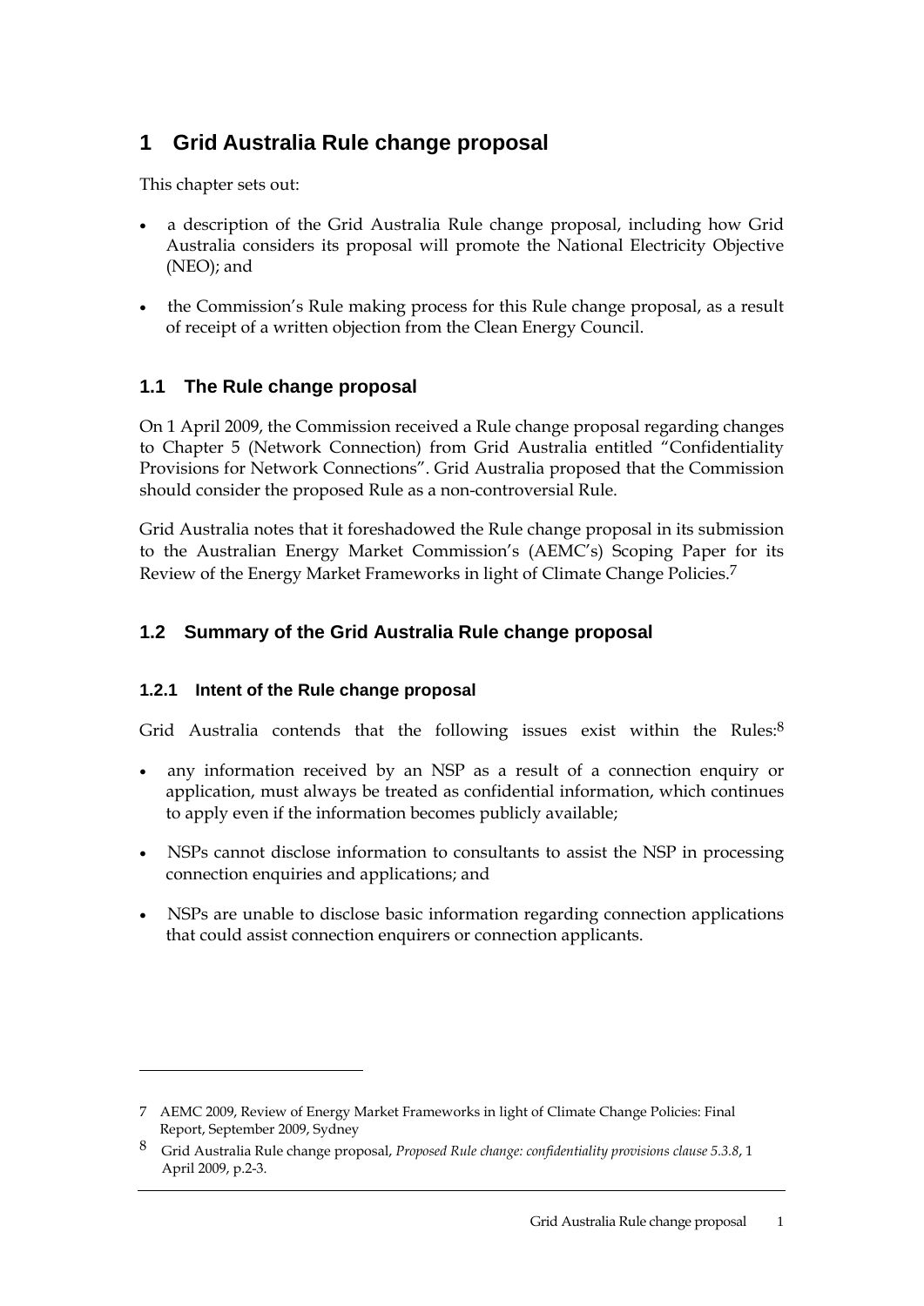# 1 Grid Australia Rule change proposal

This chapter sets out:

- a description of the Grid Australia Rule change proposal, including how Grid Australia considers its proposal will promote the National Electricity Objective (NEO); and
- the Commission's Rule making process for this Rule change proposal, as a result of receipt of a written objection from the Clean Energy Council.

## 1.1 The Rule change proposal

On 1 April 2009, the Commission received a Rule change proposal regarding changes to Chapter 5 (Network Connection) from Grid Australia entitled "Confidentiality Provisions for Network Connections". Grid Australia proposed that the Commission should consider the proposed Rule as a non-controversial Rule.

Grid Australia notes that it foreshadowed the Rule change proposal in its submission to the Australian Energy Market Commission's (AEMC's) Scoping Paper for its Review of the Energy Market Frameworks in light of Climate Change Policies.[7]

## 1.2 Summary of the Grid Australia Rule change proposal

### 1.2.1 Intent of the Rule change proposal

Grid Australia contends that the following issues exist within the Rules:[8]

- any information received by an NSP as a result of a connection enquiry or application, must always be treated as confidential information, which continues to apply even if the information becomes publicly available;
- NSPs cannot disclose information to consultants to assist the NSP in processing connection enquiries and applications; and
- NSPs are unable to disclose basic information regarding connection applications that could assist connection enquirers or connection applicants.

---

7 AEMC 2009, Review of Energy Market Frameworks in light of Climate Change Policies: Final Report, September 2009, Sydney

8 Grid Australia Rule change proposal, *Proposed Rule change: confidentiality provisions clause 5.3.8*, 1 April 2009, p.2-3.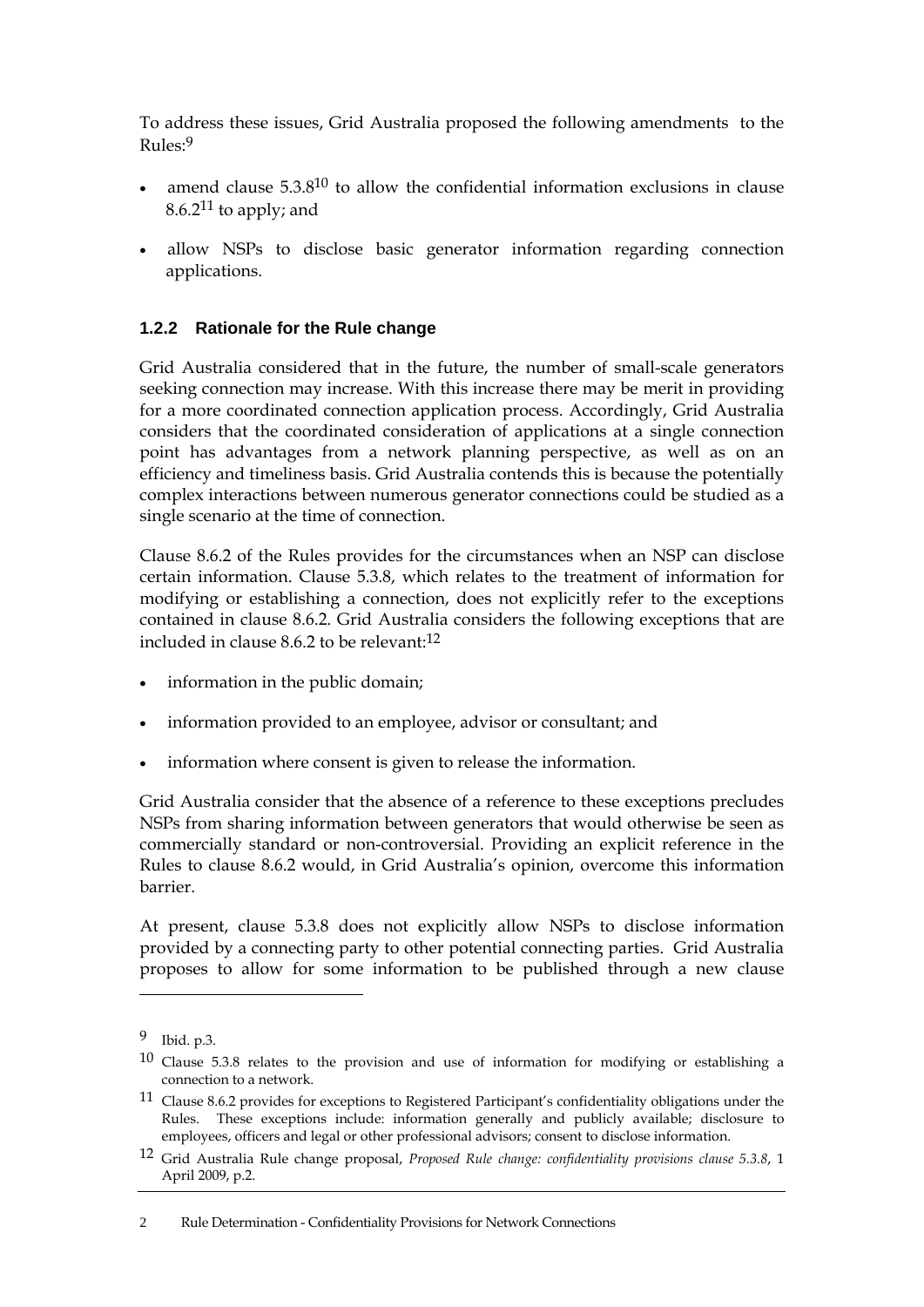To address these issues, Grid Australia proposed the following amendments to the Rules:[9]

- amend clause 5.3.8[10] to allow the confidential information exclusions in clause 8.6.2[11] to apply; and
- allow NSPs to disclose basic generator information regarding connection applications.

### 1.2.2 Rationale for the Rule change

Grid Australia considered that in the future, the number of small-scale generators seeking connection may increase. With this increase there may be merit in providing for a more coordinated connection application process. Accordingly, Grid Australia considers that the coordinated consideration of applications at a single connection point has advantages from a network planning perspective, as well as on an efficiency and timeliness basis. Grid Australia contends this is because the potentially complex interactions between numerous generator connections could be studied as a single scenario at the time of connection.

Clause 8.6.2 of the Rules provides for the circumstances when an NSP can disclose certain information. Clause 5.3.8, which relates to the treatment of information for modifying or establishing a connection, does not explicitly refer to the exceptions contained in clause 8.6.2. Grid Australia considers the following exceptions that are included in clause 8.6.2 to be relevant:[12]

- information in the public domain;
- information provided to an employee, advisor or consultant; and
- information where consent is given to release the information.

Grid Australia consider that the absence of a reference to these exceptions precludes NSPs from sharing information between generators that would otherwise be seen as commercially standard or non-controversial. Providing an explicit reference in the Rules to clause 8.6.2 would, in Grid Australia's opinion, overcome this information barrier.

At present, clause 5.3.8 does not explicitly allow NSPs to disclose information provided by a connecting party to other potential connecting parties. Grid Australia proposes to allow for some information to be published through a new clause

---

[9] Ibid. p.3.

[10] Clause 5.3.8 relates to the provision and use of information for modifying or establishing a connection to a network.

[11] Clause 8.6.2 provides for exceptions to Registered Participant's confidentiality obligations under the Rules. These exceptions include: information generally and publicly available; disclosure to employees, officers and legal or other professional advisors; consent to disclose information.

[12] Grid Australia Rule change proposal, *Proposed Rule change: confidentiality provisions clause 5.3.8*, 1 April 2009, p.2.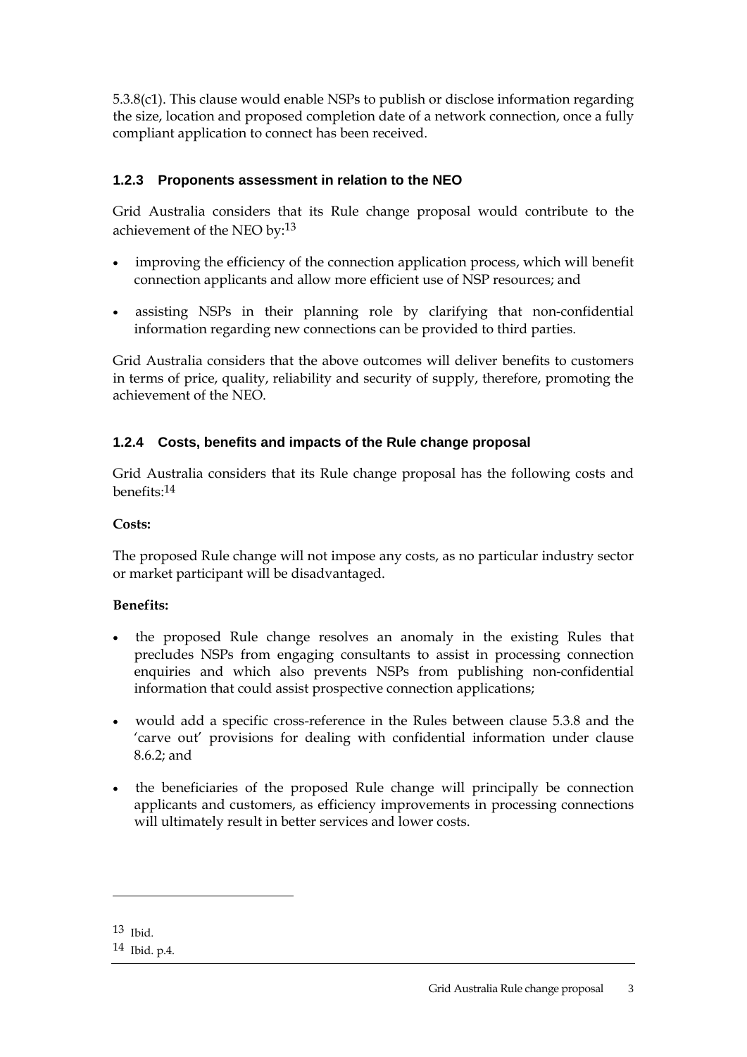5.3.8(c1). This clause would enable NSPs to publish or disclose information regarding the size, location and proposed completion date of a network connection, once a fully compliant application to connect has been received.

### 1.2.3 Proponents assessment in relation to the NEO

Grid Australia considers that its Rule change proposal would contribute to the achievement of the NEO by:[13]

- improving the efficiency of the connection application process, which will benefit connection applicants and allow more efficient use of NSP resources; and
- assisting NSPs in their planning role by clarifying that non-confidential information regarding new connections can be provided to third parties.

Grid Australia considers that the above outcomes will deliver benefits to customers in terms of price, quality, reliability and security of supply, therefore, promoting the achievement of the NEO.

### 1.2.4 Costs, benefits and impacts of the Rule change proposal

Grid Australia considers that its Rule change proposal has the following costs and benefits:[14]

**Costs:**

The proposed Rule change will not impose any costs, as no particular industry sector or market participant will be disadvantaged.

**Benefits:**

- the proposed Rule change resolves an anomaly in the existing Rules that precludes NSPs from engaging consultants to assist in processing connection enquiries and which also prevents NSPs from publishing non-confidential information that could assist prospective connection applications;
- would add a specific cross-reference in the Rules between clause 5.3.8 and the 'carve out' provisions for dealing with confidential information under clause 8.6.2; and
- the beneficiaries of the proposed Rule change will principally be connection applicants and customers, as efficiency improvements in processing connections will ultimately result in better services and lower costs.

---

13 Ibid.

14 Ibid. p.4.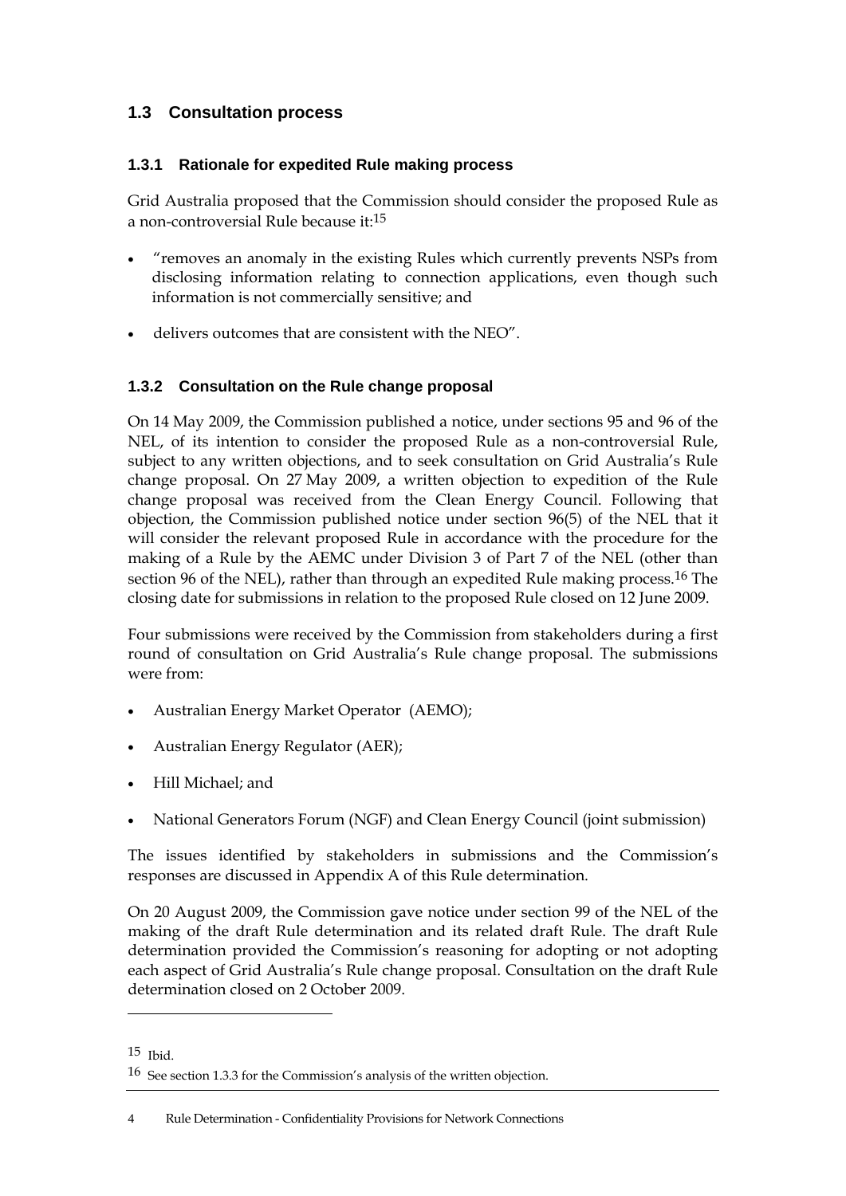## 1.3 Consultation process

### 1.3.1 Rationale for expedited Rule making process

Grid Australia proposed that the Commission should consider the proposed Rule as a non-controversial Rule because it:[15]

- "removes an anomaly in the existing Rules which currently prevents NSPs from disclosing information relating to connection applications, even though such information is not commercially sensitive; and
- delivers outcomes that are consistent with the NEO".

### 1.3.2 Consultation on the Rule change proposal

On 14 May 2009, the Commission published a notice, under sections 95 and 96 of the NEL, of its intention to consider the proposed Rule as a non-controversial Rule, subject to any written objections, and to seek consultation on Grid Australia's Rule change proposal. On 27 May 2009, a written objection to expedition of the Rule change proposal was received from the Clean Energy Council. Following that objection, the Commission published notice under section 96(5) of the NEL that it will consider the relevant proposed Rule in accordance with the procedure for the making of a Rule by the AEMC under Division 3 of Part 7 of the NEL (other than section 96 of the NEL), rather than through an expedited Rule making process.[16] The closing date for submissions in relation to the proposed Rule closed on 12 June 2009.

Four submissions were received by the Commission from stakeholders during a first round of consultation on Grid Australia's Rule change proposal. The submissions were from:

- Australian Energy Market Operator (AEMO);
- Australian Energy Regulator (AER);
- Hill Michael; and
- National Generators Forum (NGF) and Clean Energy Council (joint submission)

The issues identified by stakeholders in submissions and the Commission's responses are discussed in Appendix A of this Rule determination.

On 20 August 2009, the Commission gave notice under section 99 of the NEL of the making of the draft Rule determination and its related draft Rule. The draft Rule determination provided the Commission's reasoning for adopting or not adopting each aspect of Grid Australia's Rule change proposal. Consultation on the draft Rule determination closed on 2 October 2009.

---

[15] Ibid.

[16] See section 1.3.3 for the Commission's analysis of the written objection.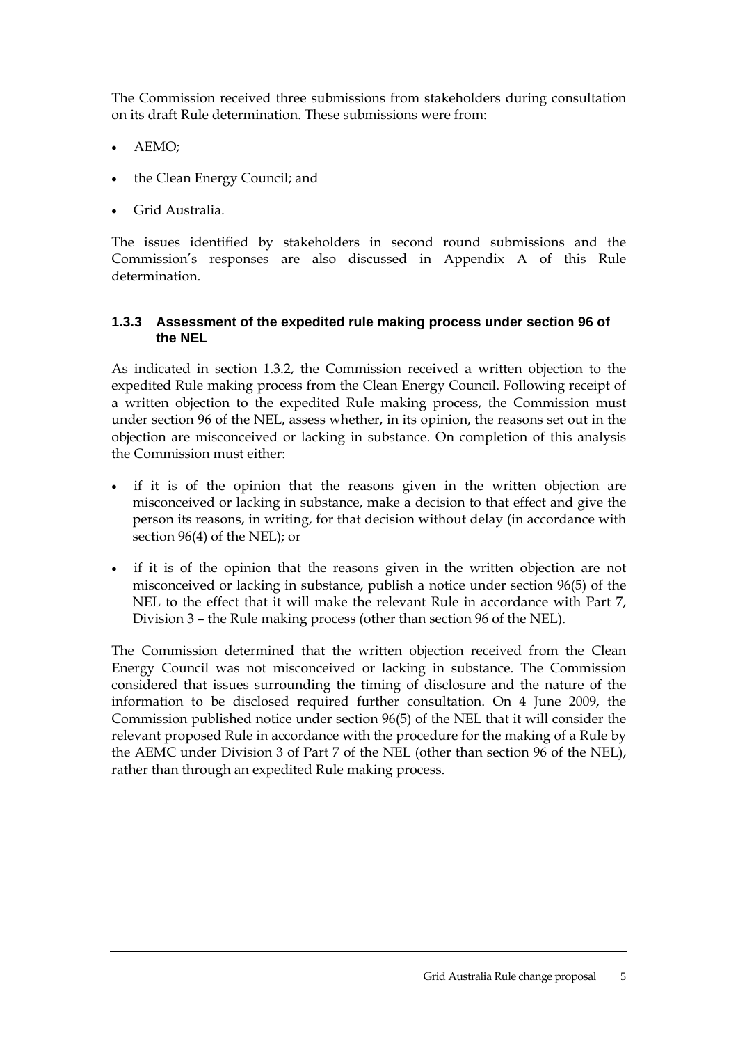The Commission received three submissions from stakeholders during consultation on its draft Rule determination. These submissions were from:

- AEMO;
- the Clean Energy Council; and
- Grid Australia.

The issues identified by stakeholders in second round submissions and the Commission's responses are also discussed in Appendix A of this Rule determination.

### 1.3.3 Assessment of the expedited rule making process under section 96 of the NEL

As indicated in section 1.3.2, the Commission received a written objection to the expedited Rule making process from the Clean Energy Council. Following receipt of a written objection to the expedited Rule making process, the Commission must under section 96 of the NEL, assess whether, in its opinion, the reasons set out in the objection are misconceived or lacking in substance. On completion of this analysis the Commission must either:

- if it is of the opinion that the reasons given in the written objection are misconceived or lacking in substance, make a decision to that effect and give the person its reasons, in writing, for that decision without delay (in accordance with section 96(4) of the NEL); or
- if it is of the opinion that the reasons given in the written objection are not misconceived or lacking in substance, publish a notice under section 96(5) of the NEL to the effect that it will make the relevant Rule in accordance with Part 7, Division 3 – the Rule making process (other than section 96 of the NEL).

The Commission determined that the written objection received from the Clean Energy Council was not misconceived or lacking in substance. The Commission considered that issues surrounding the timing of disclosure and the nature of the information to be disclosed required further consultation. On 4 June 2009, the Commission published notice under section 96(5) of the NEL that it will consider the relevant proposed Rule in accordance with the procedure for the making of a Rule by the AEMC under Division 3 of Part 7 of the NEL (other than section 96 of the NEL), rather than through an expedited Rule making process.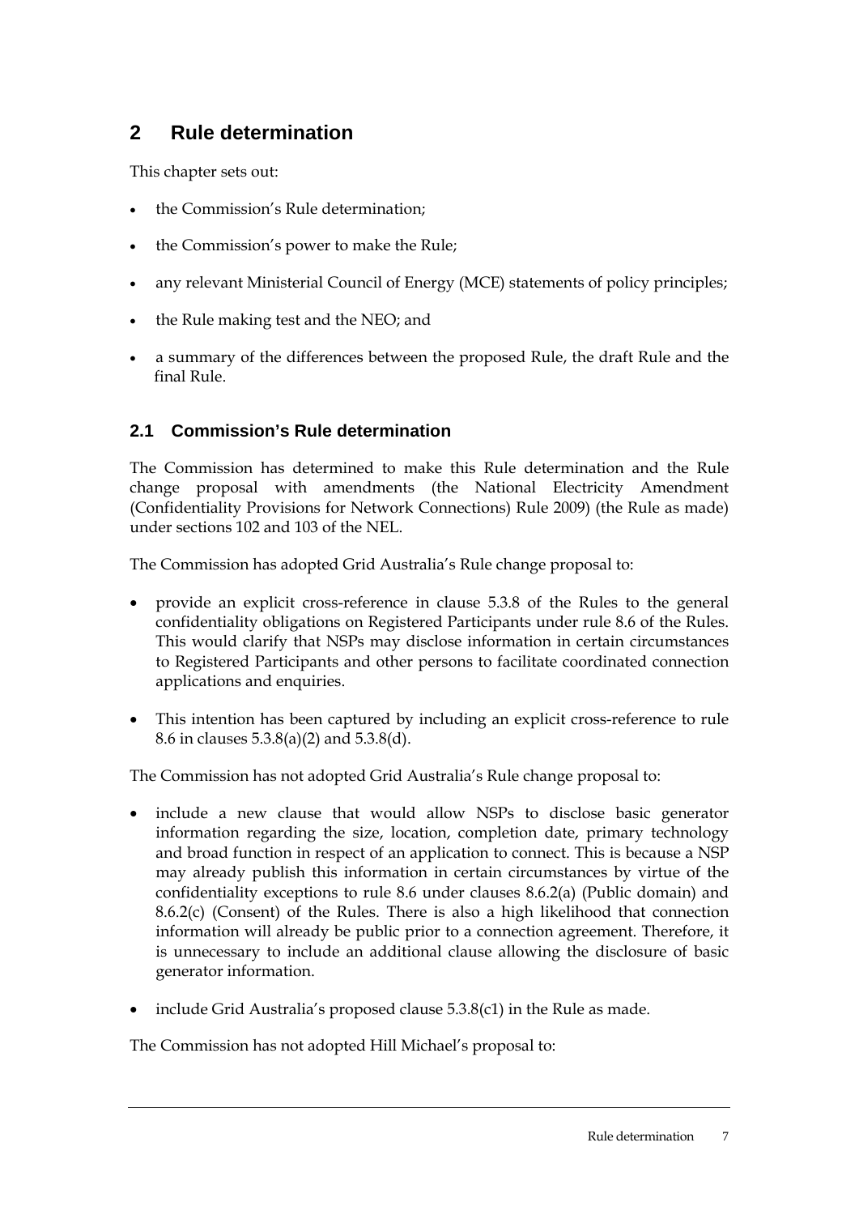## 2 Rule determination

This chapter sets out:

- the Commission's Rule determination;
- the Commission's power to make the Rule;
- any relevant Ministerial Council of Energy (MCE) statements of policy principles;
- the Rule making test and the NEO; and
- a summary of the differences between the proposed Rule, the draft Rule and the final Rule.

### 2.1 Commission's Rule determination

The Commission has determined to make this Rule determination and the Rule change proposal with amendments (the National Electricity Amendment (Confidentiality Provisions for Network Connections) Rule 2009) (the Rule as made) under sections 102 and 103 of the NEL.

The Commission has adopted Grid Australia's Rule change proposal to:

- provide an explicit cross-reference in clause 5.3.8 of the Rules to the general confidentiality obligations on Registered Participants under rule 8.6 of the Rules. This would clarify that NSPs may disclose information in certain circumstances to Registered Participants and other persons to facilitate coordinated connection applications and enquiries.
- This intention has been captured by including an explicit cross-reference to rule 8.6 in clauses 5.3.8(a)(2) and 5.3.8(d).

The Commission has not adopted Grid Australia's Rule change proposal to:

- include a new clause that would allow NSPs to disclose basic generator information regarding the size, location, completion date, primary technology and broad function in respect of an application to connect. This is because a NSP may already publish this information in certain circumstances by virtue of the confidentiality exceptions to rule 8.6 under clauses 8.6.2(a) (Public domain) and 8.6.2(c) (Consent) of the Rules. There is also a high likelihood that connection information will already be public prior to a connection agreement. Therefore, it is unnecessary to include an additional clause allowing the disclosure of basic generator information.
- include Grid Australia's proposed clause 5.3.8(c1) in the Rule as made.

The Commission has not adopted Hill Michael's proposal to: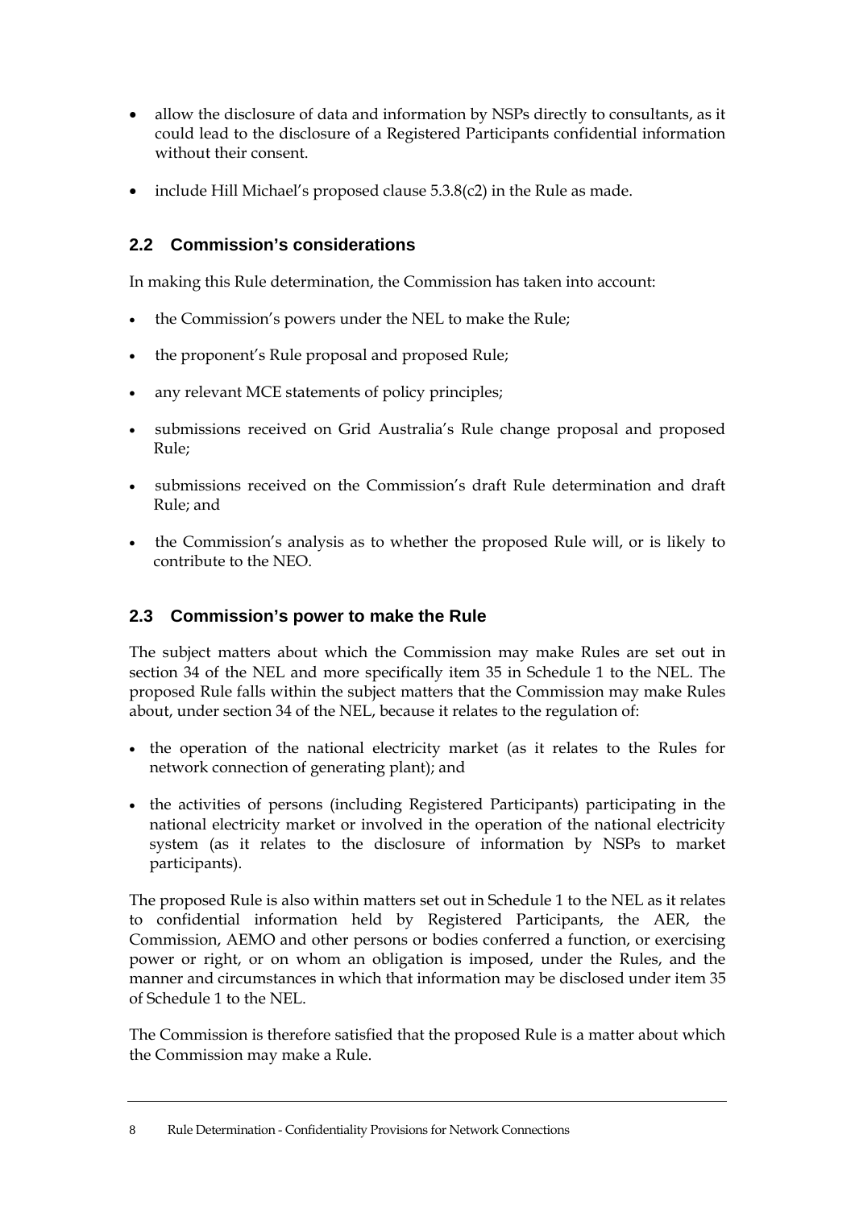- allow the disclosure of data and information by NSPs directly to consultants, as it could lead to the disclosure of a Registered Participants confidential information without their consent.
- include Hill Michael's proposed clause 5.3.8(c2) in the Rule as made.

## 2.2 Commission's considerations

In making this Rule determination, the Commission has taken into account:

- the Commission's powers under the NEL to make the Rule;
- the proponent's Rule proposal and proposed Rule;
- any relevant MCE statements of policy principles;
- submissions received on Grid Australia's Rule change proposal and proposed Rule;
- submissions received on the Commission's draft Rule determination and draft Rule; and
- the Commission's analysis as to whether the proposed Rule will, or is likely to contribute to the NEO.

## 2.3 Commission's power to make the Rule

The subject matters about which the Commission may make Rules are set out in section 34 of the NEL and more specifically item 35 in Schedule 1 to the NEL. The proposed Rule falls within the subject matters that the Commission may make Rules about, under section 34 of the NEL, because it relates to the regulation of:

- the operation of the national electricity market (as it relates to the Rules for network connection of generating plant); and
- the activities of persons (including Registered Participants) participating in the national electricity market or involved in the operation of the national electricity system (as it relates to the disclosure of information by NSPs to market participants).

The proposed Rule is also within matters set out in Schedule 1 to the NEL as it relates to confidential information held by Registered Participants, the AER, the Commission, AEMO and other persons or bodies conferred a function, or exercising power or right, or on whom an obligation is imposed, under the Rules, and the manner and circumstances in which that information may be disclosed under item 35 of Schedule 1 to the NEL.

The Commission is therefore satisfied that the proposed Rule is a matter about which the Commission may make a Rule.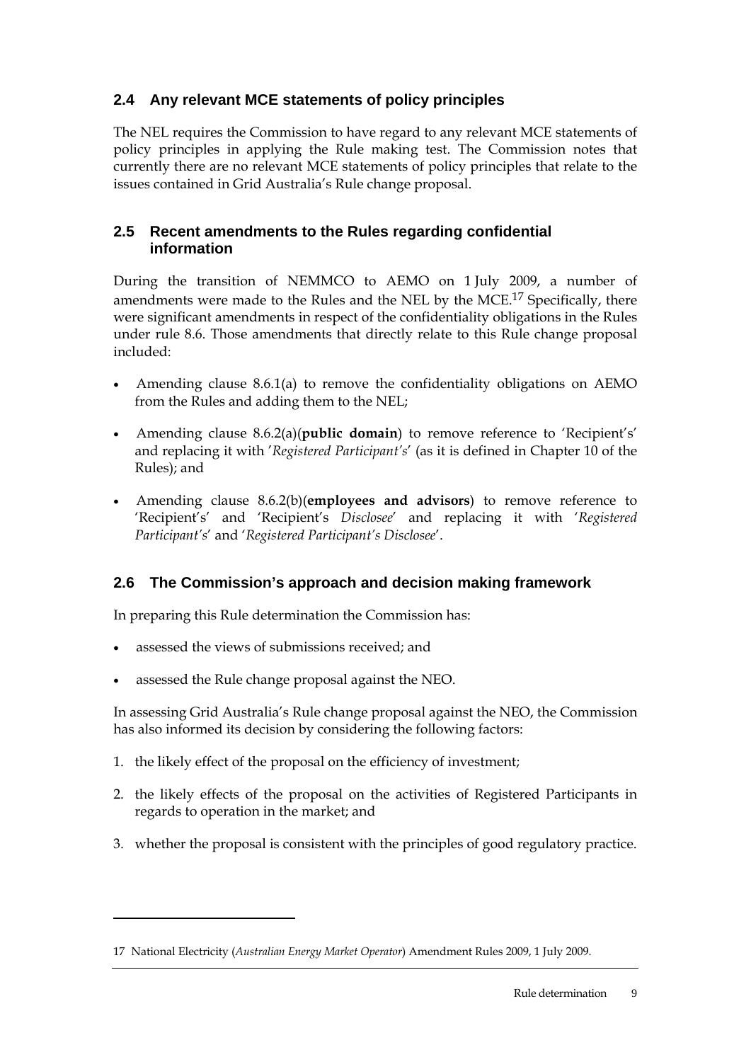## 2.4 Any relevant MCE statements of policy principles

The NEL requires the Commission to have regard to any relevant MCE statements of policy principles in applying the Rule making test. The Commission notes that currently there are no relevant MCE statements of policy principles that relate to the issues contained in Grid Australia's Rule change proposal.

## 2.5 Recent amendments to the Rules regarding confidential information

During the transition of NEMMCO to AEMO on 1 July 2009, a number of amendments were made to the Rules and the NEL by the MCE.[17] Specifically, there were significant amendments in respect of the confidentiality obligations in the Rules under rule 8.6. Those amendments that directly relate to this Rule change proposal included:

- Amending clause 8.6.1(a) to remove the confidentiality obligations on AEMO from the Rules and adding them to the NEL;
- Amending clause 8.6.2(a)(**public domain**) to remove reference to 'Recipient's' and replacing it with '*Registered Participant's*' (as it is defined in Chapter 10 of the Rules); and
- Amending clause 8.6.2(b)(**employees and advisors**) to remove reference to 'Recipient's' and 'Recipient's *Disclosee*' and replacing it with '*Registered Participant's*' and '*Registered Participant's Disclosee*'.

## 2.6 The Commission's approach and decision making framework

In preparing this Rule determination the Commission has:

- assessed the views of submissions received; and
- assessed the Rule change proposal against the NEO.

In assessing Grid Australia's Rule change proposal against the NEO, the Commission has also informed its decision by considering the following factors:

1. the likely effect of the proposal on the efficiency of investment;
2. the likely effects of the proposal on the activities of Registered Participants in regards to operation in the market; and
3. whether the proposal is consistent with the principles of good regulatory practice.

---

17 National Electricity (*Australian Energy Market Operator*) Amendment Rules 2009, 1 July 2009.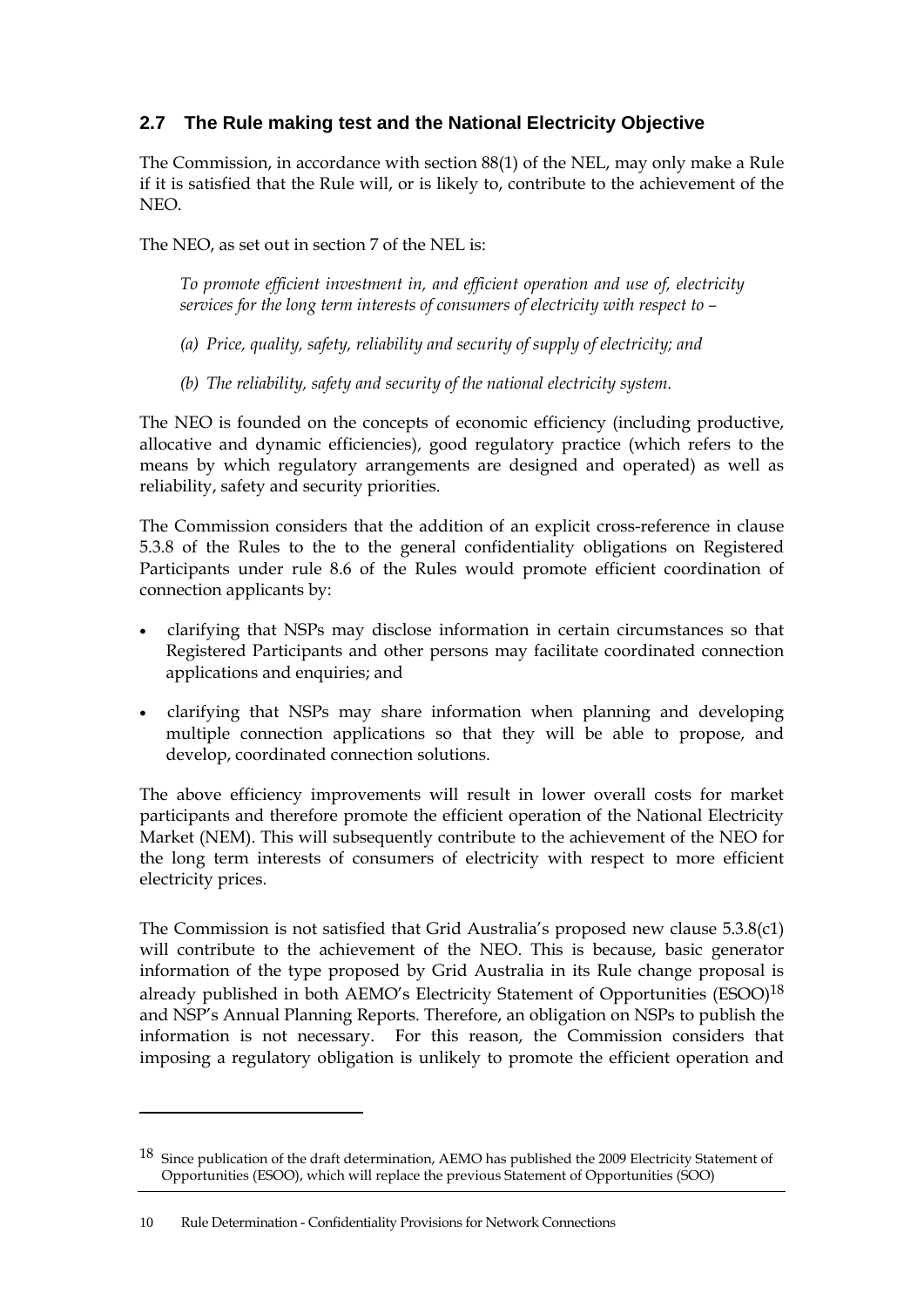## 2.7 The Rule making test and the National Electricity Objective

The Commission, in accordance with section 88(1) of the NEL, may only make a Rule if it is satisfied that the Rule will, or is likely to, contribute to the achievement of the NEO.

The NEO, as set out in section 7 of the NEL is:

> *To promote efficient investment in, and efficient operation and use of, electricity services for the long term interests of consumers of electricity with respect to –*
>
> *(a) Price, quality, safety, reliability and security of supply of electricity; and*
>
> *(b) The reliability, safety and security of the national electricity system.*

The NEO is founded on the concepts of economic efficiency (including productive, allocative and dynamic efficiencies), good regulatory practice (which refers to the means by which regulatory arrangements are designed and operated) as well as reliability, safety and security priorities.

The Commission considers that the addition of an explicit cross-reference in clause 5.3.8 of the Rules to the to the general confidentiality obligations on Registered Participants under rule 8.6 of the Rules would promote efficient coordination of connection applicants by:

- clarifying that NSPs may disclose information in certain circumstances so that Registered Participants and other persons may facilitate coordinated connection applications and enquiries; and
- clarifying that NSPs may share information when planning and developing multiple connection applications so that they will be able to propose, and develop, coordinated connection solutions.

The above efficiency improvements will result in lower overall costs for market participants and therefore promote the efficient operation of the National Electricity Market (NEM). This will subsequently contribute to the achievement of the NEO for the long term interests of consumers of electricity with respect to more efficient electricity prices.

The Commission is not satisfied that Grid Australia's proposed new clause 5.3.8(c1) will contribute to the achievement of the NEO. This is because, basic generator information of the type proposed by Grid Australia in its Rule change proposal is already published in both AEMO's Electricity Statement of Opportunities (ESOO)[18] and NSP's Annual Planning Reports. Therefore, an obligation on NSPs to publish the information is not necessary. For this reason, the Commission considers that imposing a regulatory obligation is unlikely to promote the efficient operation and

---

[18] Since publication of the draft determination, AEMO has published the 2009 Electricity Statement of Opportunities (ESOO), which will replace the previous Statement of Opportunities (SOO)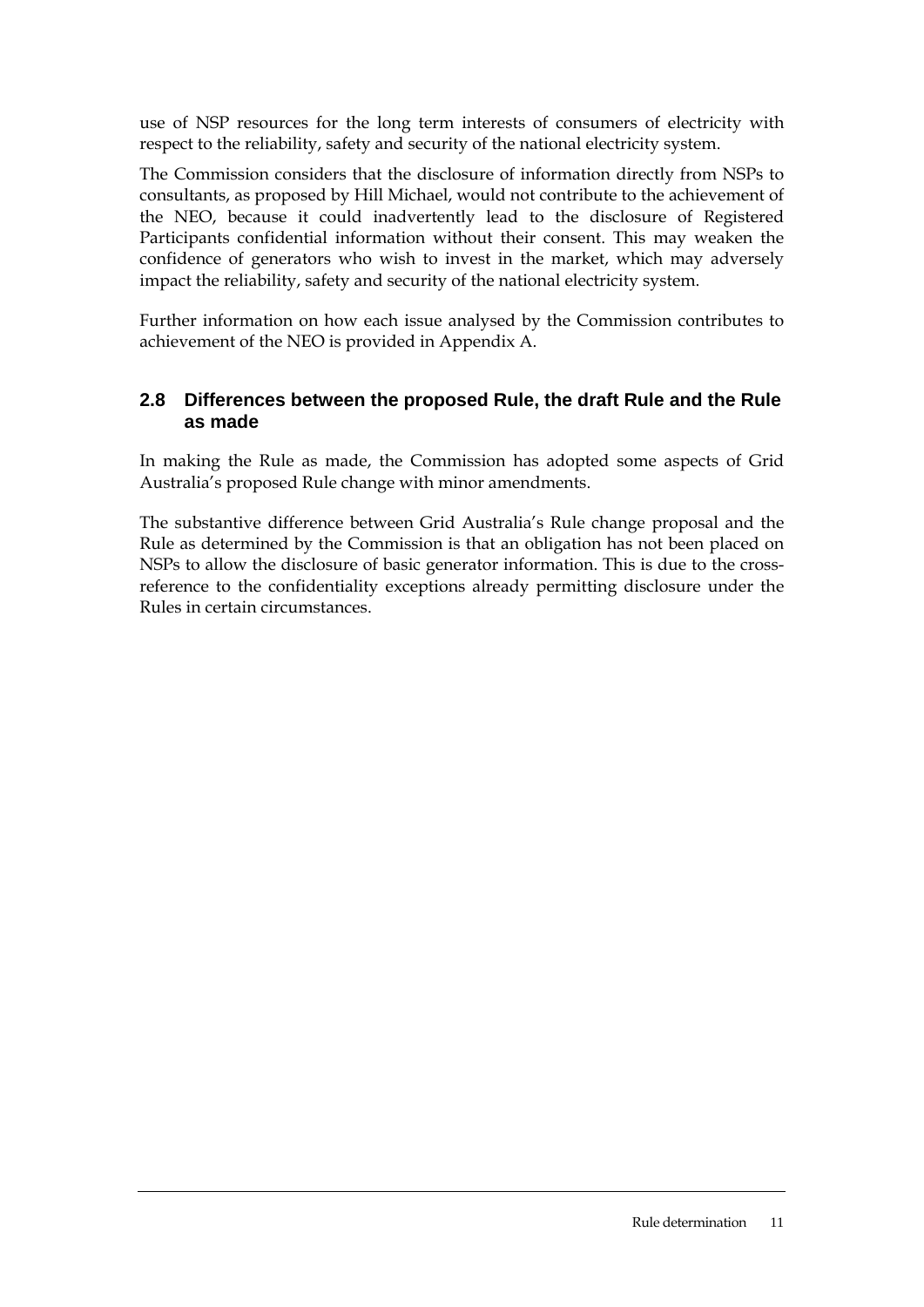use of NSP resources for the long term interests of consumers of electricity with respect to the reliability, safety and security of the national electricity system.

The Commission considers that the disclosure of information directly from NSPs to consultants, as proposed by Hill Michael, would not contribute to the achievement of the NEO, because it could inadvertently lead to the disclosure of Registered Participants confidential information without their consent. This may weaken the confidence of generators who wish to invest in the market, which may adversely impact the reliability, safety and security of the national electricity system.

Further information on how each issue analysed by the Commission contributes to achievement of the NEO is provided in Appendix A.

## 2.8 Differences between the proposed Rule, the draft Rule and the Rule as made

In making the Rule as made, the Commission has adopted some aspects of Grid Australia's proposed Rule change with minor amendments.

The substantive difference between Grid Australia's Rule change proposal and the Rule as determined by the Commission is that an obligation has not been placed on NSPs to allow the disclosure of basic generator information. This is due to the cross-reference to the confidentiality exceptions already permitting disclosure under the Rules in certain circumstances.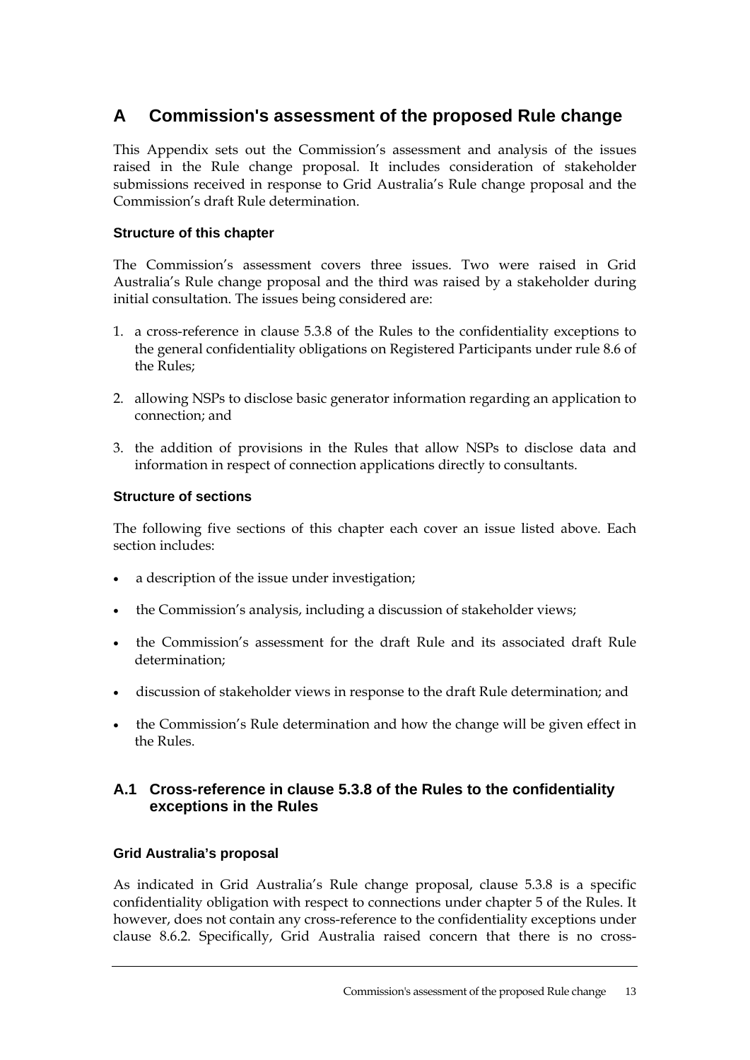# A Commission's assessment of the proposed Rule change

This Appendix sets out the Commission's assessment and analysis of the issues raised in the Rule change proposal. It includes consideration of stakeholder submissions received in response to Grid Australia's Rule change proposal and the Commission's draft Rule determination.

### Structure of this chapter

The Commission's assessment covers three issues. Two were raised in Grid Australia's Rule change proposal and the third was raised by a stakeholder during initial consultation. The issues being considered are:

1. a cross-reference in clause 5.3.8 of the Rules to the confidentiality exceptions to the general confidentiality obligations on Registered Participants under rule 8.6 of the Rules;
2. allowing NSPs to disclose basic generator information regarding an application to connection; and
3. the addition of provisions in the Rules that allow NSPs to disclose data and information in respect of connection applications directly to consultants.

### Structure of sections

The following five sections of this chapter each cover an issue listed above. Each section includes:

- a description of the issue under investigation;
- the Commission's analysis, including a discussion of stakeholder views;
- the Commission's assessment for the draft Rule and its associated draft Rule determination;
- discussion of stakeholder views in response to the draft Rule determination; and
- the Commission's Rule determination and how the change will be given effect in the Rules.

## A.1 Cross-reference in clause 5.3.8 of the Rules to the confidentiality exceptions in the Rules

### Grid Australia's proposal

As indicated in Grid Australia's Rule change proposal, clause 5.3.8 is a specific confidentiality obligation with respect to connections under chapter 5 of the Rules. It however, does not contain any cross-reference to the confidentiality exceptions under clause 8.6.2. Specifically, Grid Australia raised concern that there is no cross-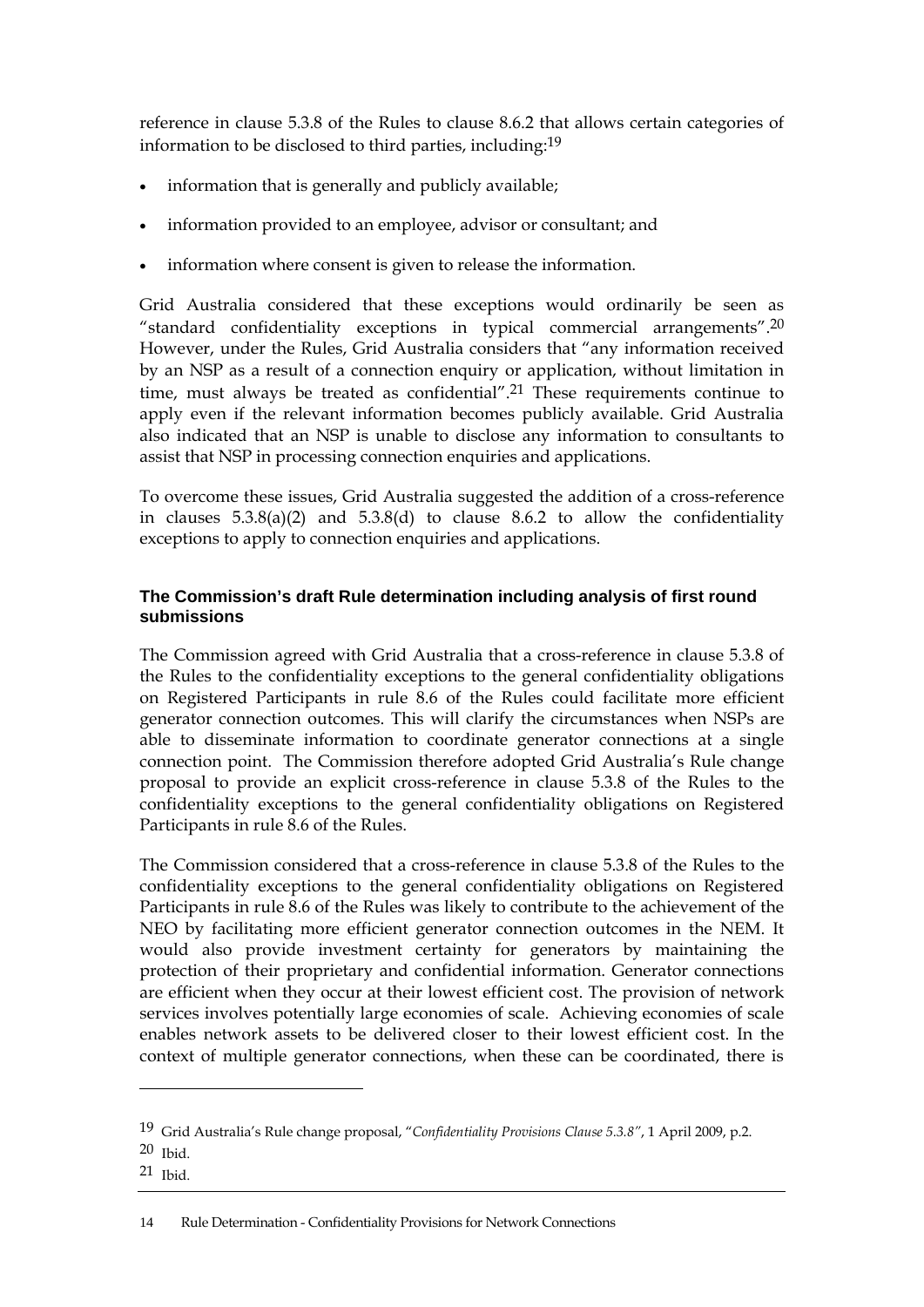reference in clause 5.3.8 of the Rules to clause 8.6.2 that allows certain categories of information to be disclosed to third parties, including:[19]

- information that is generally and publicly available;
- information provided to an employee, advisor or consultant; and
- information where consent is given to release the information.

Grid Australia considered that these exceptions would ordinarily be seen as "standard confidentiality exceptions in typical commercial arrangements".[20] However, under the Rules, Grid Australia considers that "any information received by an NSP as a result of a connection enquiry or application, without limitation in time, must always be treated as confidential".[21] These requirements continue to apply even if the relevant information becomes publicly available. Grid Australia also indicated that an NSP is unable to disclose any information to consultants to assist that NSP in processing connection enquiries and applications.

To overcome these issues, Grid Australia suggested the addition of a cross-reference in clauses 5.3.8(a)(2) and 5.3.8(d) to clause 8.6.2 to allow the confidentiality exceptions to apply to connection enquiries and applications.

#### The Commission's draft Rule determination including analysis of first round submissions

The Commission agreed with Grid Australia that a cross-reference in clause 5.3.8 of the Rules to the confidentiality exceptions to the general confidentiality obligations on Registered Participants in rule 8.6 of the Rules could facilitate more efficient generator connection outcomes. This will clarify the circumstances when NSPs are able to disseminate information to coordinate generator connections at a single connection point. The Commission therefore adopted Grid Australia's Rule change proposal to provide an explicit cross-reference in clause 5.3.8 of the Rules to the confidentiality exceptions to the general confidentiality obligations on Registered Participants in rule 8.6 of the Rules.

The Commission considered that a cross-reference in clause 5.3.8 of the Rules to the confidentiality exceptions to the general confidentiality obligations on Registered Participants in rule 8.6 of the Rules was likely to contribute to the achievement of the NEO by facilitating more efficient generator connection outcomes in the NEM. It would also provide investment certainty for generators by maintaining the protection of their proprietary and confidential information. Generator connections are efficient when they occur at their lowest efficient cost. The provision of network services involves potentially large economies of scale. Achieving economies of scale enables network assets to be delivered closer to their lowest efficient cost. In the context of multiple generator connections, when these can be coordinated, there is

---

19 Grid Australia's Rule change proposal, "*Confidentiality Provisions Clause 5.3.8*", 1 April 2009, p.2.

20 Ibid.

21 Ibid.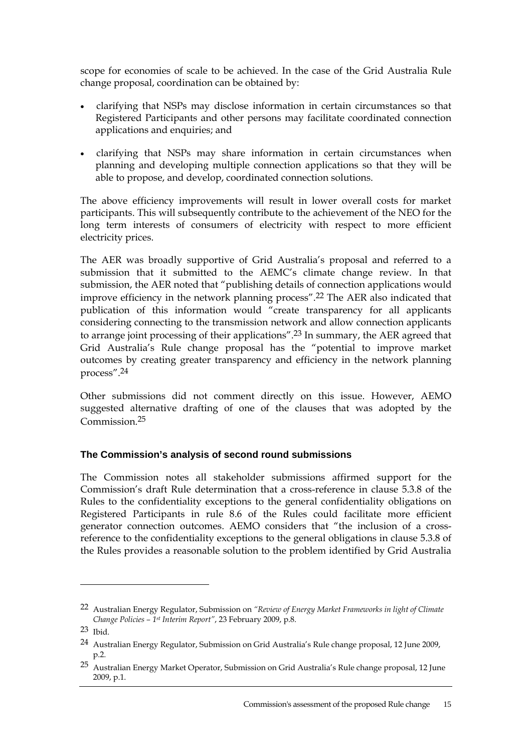scope for economies of scale to be achieved. In the case of the Grid Australia Rule change proposal, coordination can be obtained by:

- clarifying that NSPs may disclose information in certain circumstances so that Registered Participants and other persons may facilitate coordinated connection applications and enquiries; and
- clarifying that NSPs may share information in certain circumstances when planning and developing multiple connection applications so that they will be able to propose, and develop, coordinated connection solutions.

The above efficiency improvements will result in lower overall costs for market participants. This will subsequently contribute to the achievement of the NEO for the long term interests of consumers of electricity with respect to more efficient electricity prices.

The AER was broadly supportive of Grid Australia's proposal and referred to a submission that it submitted to the AEMC's climate change review. In that submission, the AER noted that "publishing details of connection applications would improve efficiency in the network planning process".[22] The AER also indicated that publication of this information would "create transparency for all applicants considering connecting to the transmission network and allow connection applicants to arrange joint processing of their applications".[23] In summary, the AER agreed that Grid Australia's Rule change proposal has the "potential to improve market outcomes by creating greater transparency and efficiency in the network planning process".[24]

Other submissions did not comment directly on this issue. However, AEMO suggested alternative drafting of one of the clauses that was adopted by the Commission.[25]

### The Commission's analysis of second round submissions

The Commission notes all stakeholder submissions affirmed support for the Commission's draft Rule determination that a cross-reference in clause 5.3.8 of the Rules to the confidentiality exceptions to the general confidentiality obligations on Registered Participants in rule 8.6 of the Rules could facilitate more efficient generator connection outcomes. AEMO considers that "the inclusion of a cross-reference to the confidentiality exceptions to the general obligations in clause 5.3.8 of the Rules provides a reasonable solution to the problem identified by Grid Australia

---

22 Australian Energy Regulator, Submission on *"Review of Energy Market Frameworks in light of Climate Change Policies – 1st Interim Report"*, 23 February 2009, p.8.

23 Ibid.

24 Australian Energy Regulator, Submission on Grid Australia's Rule change proposal, 12 June 2009, p.2.

25 Australian Energy Market Operator, Submission on Grid Australia's Rule change proposal, 12 June 2009, p.1.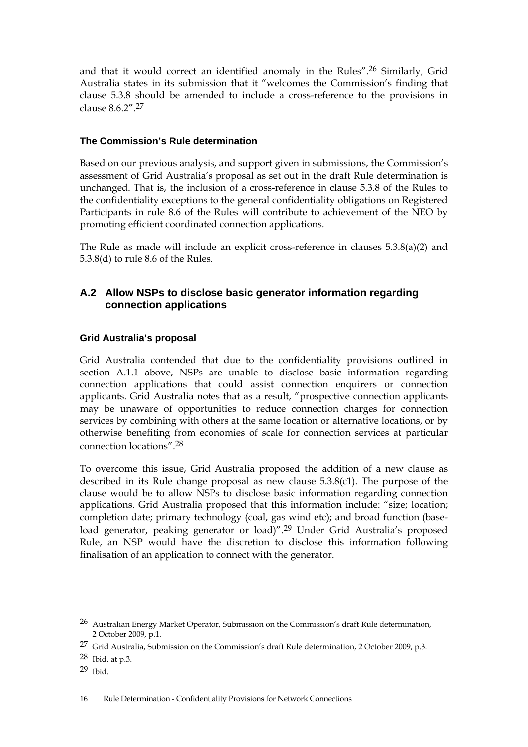and that it would correct an identified anomaly in the Rules".[26] Similarly, Grid Australia states in its submission that it "welcomes the Commission's finding that clause 5.3.8 should be amended to include a cross-reference to the provisions in clause 8.6.2".[27]

#### The Commission's Rule determination

Based on our previous analysis, and support given in submissions, the Commission's assessment of Grid Australia's proposal as set out in the draft Rule determination is unchanged. That is, the inclusion of a cross-reference in clause 5.3.8 of the Rules to the confidentiality exceptions to the general confidentiality obligations on Registered Participants in rule 8.6 of the Rules will contribute to achievement of the NEO by promoting efficient coordinated connection applications.

The Rule as made will include an explicit cross-reference in clauses 5.3.8(a)(2) and 5.3.8(d) to rule 8.6 of the Rules.

## A.2 Allow NSPs to disclose basic generator information regarding connection applications

#### Grid Australia's proposal

Grid Australia contended that due to the confidentiality provisions outlined in section A.1.1 above, NSPs are unable to disclose basic information regarding connection applications that could assist connection enquirers or connection applicants. Grid Australia notes that as a result, "prospective connection applicants may be unaware of opportunities to reduce connection charges for connection services by combining with others at the same location or alternative locations, or by otherwise benefiting from economies of scale for connection services at particular connection locations".[28]

To overcome this issue, Grid Australia proposed the addition of a new clause as described in its Rule change proposal as new clause 5.3.8(c1). The purpose of the clause would be to allow NSPs to disclose basic information regarding connection applications. Grid Australia proposed that this information include: "size; location; completion date; primary technology (coal, gas wind etc); and broad function (base-load generator, peaking generator or load)".[29] Under Grid Australia's proposed Rule, an NSP would have the discretion to disclose this information following finalisation of an application to connect with the generator.

---

[26] Australian Energy Market Operator, Submission on the Commission's draft Rule determination, 2 October 2009, p.1.

[27] Grid Australia, Submission on the Commission's draft Rule determination, 2 October 2009, p.3.

[28] Ibid. at p.3.

[29] Ibid.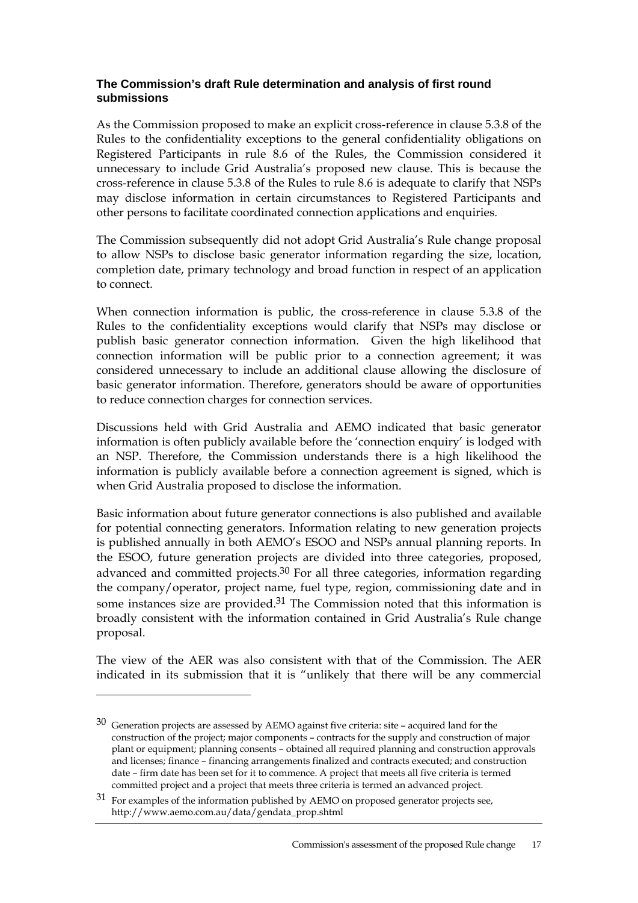### The Commission's draft Rule determination and analysis of first round submissions

As the Commission proposed to make an explicit cross-reference in clause 5.3.8 of the Rules to the confidentiality exceptions to the general confidentiality obligations on Registered Participants in rule 8.6 of the Rules, the Commission considered it unnecessary to include Grid Australia's proposed new clause. This is because the cross-reference in clause 5.3.8 of the Rules to rule 8.6 is adequate to clarify that NSPs may disclose information in certain circumstances to Registered Participants and other persons to facilitate coordinated connection applications and enquiries.

The Commission subsequently did not adopt Grid Australia's Rule change proposal to allow NSPs to disclose basic generator information regarding the size, location, completion date, primary technology and broad function in respect of an application to connect.

When connection information is public, the cross-reference in clause 5.3.8 of the Rules to the confidentiality exceptions would clarify that NSPs may disclose or publish basic generator connection information. Given the high likelihood that connection information will be public prior to a connection agreement; it was considered unnecessary to include an additional clause allowing the disclosure of basic generator information. Therefore, generators should be aware of opportunities to reduce connection charges for connection services.

Discussions held with Grid Australia and AEMO indicated that basic generator information is often publicly available before the 'connection enquiry' is lodged with an NSP. Therefore, the Commission understands there is a high likelihood the information is publicly available before a connection agreement is signed, which is when Grid Australia proposed to disclose the information.

Basic information about future generator connections is also published and available for potential connecting generators. Information relating to new generation projects is published annually in both AEMO's ESOO and NSPs annual planning reports. In the ESOO, future generation projects are divided into three categories, proposed, advanced and committed projects.[30] For all three categories, information regarding the company/operator, project name, fuel type, region, commissioning date and in some instances size are provided.[31] The Commission noted that this information is broadly consistent with the information contained in Grid Australia's Rule change proposal.

The view of the AER was also consistent with that of the Commission. The AER indicated in its submission that it is "unlikely that there will be any commercial

---

[30] Generation projects are assessed by AEMO against five criteria: site – acquired land for the construction of the project; major components – contracts for the supply and construction of major plant or equipment; planning consents – obtained all required planning and construction approvals and licenses; finance – financing arrangements finalized and contracts executed; and construction date – firm date has been set for it to commence. A project that meets all five criteria is termed committed project and a project that meets three criteria is termed an advanced project.

[31] For examples of the information published by AEMO on proposed generator projects see, http://www.aemo.com.au/data/gendata_prop.shtml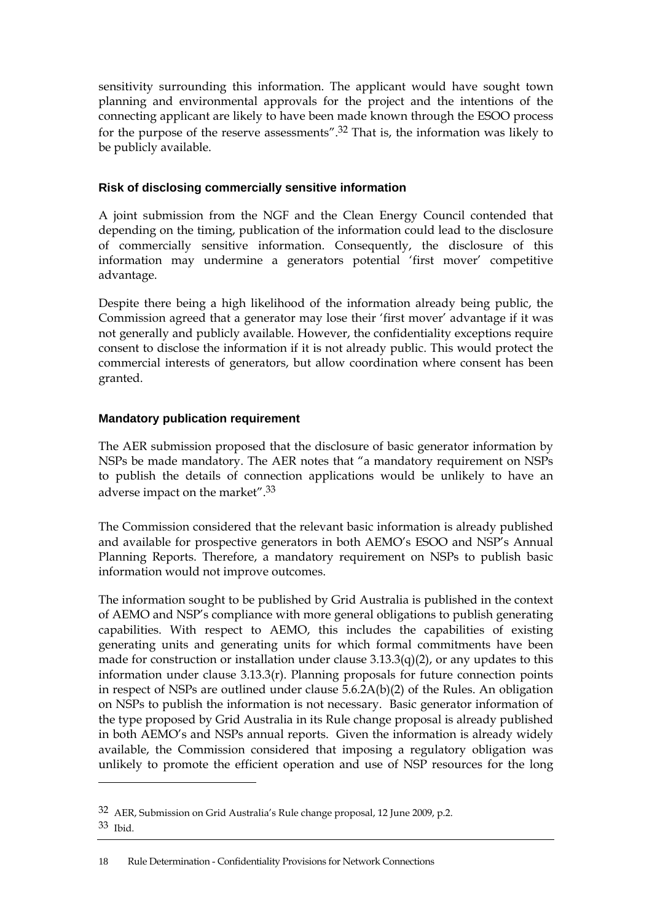sensitivity surrounding this information. The applicant would have sought town planning and environmental approvals for the project and the intentions of the connecting applicant are likely to have been made known through the ESOO process for the purpose of the reserve assessments".[32] That is, the information was likely to be publicly available.

### Risk of disclosing commercially sensitive information

A joint submission from the NGF and the Clean Energy Council contended that depending on the timing, publication of the information could lead to the disclosure of commercially sensitive information. Consequently, the disclosure of this information may undermine a generators potential 'first mover' competitive advantage.

Despite there being a high likelihood of the information already being public, the Commission agreed that a generator may lose their 'first mover' advantage if it was not generally and publicly available. However, the confidentiality exceptions require consent to disclose the information if it is not already public. This would protect the commercial interests of generators, but allow coordination where consent has been granted.

### Mandatory publication requirement

The AER submission proposed that the disclosure of basic generator information by NSPs be made mandatory. The AER notes that "a mandatory requirement on NSPs to publish the details of connection applications would be unlikely to have an adverse impact on the market".[33]

The Commission considered that the relevant basic information is already published and available for prospective generators in both AEMO's ESOO and NSP's Annual Planning Reports. Therefore, a mandatory requirement on NSPs to publish basic information would not improve outcomes.

The information sought to be published by Grid Australia is published in the context of AEMO and NSP's compliance with more general obligations to publish generating capabilities. With respect to AEMO, this includes the capabilities of existing generating units and generating units for which formal commitments have been made for construction or installation under clause 3.13.3(q)(2), or any updates to this information under clause 3.13.3(r). Planning proposals for future connection points in respect of NSPs are outlined under clause 5.6.2A(b)(2) of the Rules. An obligation on NSPs to publish the information is not necessary. Basic generator information of the type proposed by Grid Australia in its Rule change proposal is already published in both AEMO's and NSPs annual reports. Given the information is already widely available, the Commission considered that imposing a regulatory obligation was unlikely to promote the efficient operation and use of NSP resources for the long

---

[32] AER, Submission on Grid Australia's Rule change proposal, 12 June 2009, p.2.

[33] Ibid.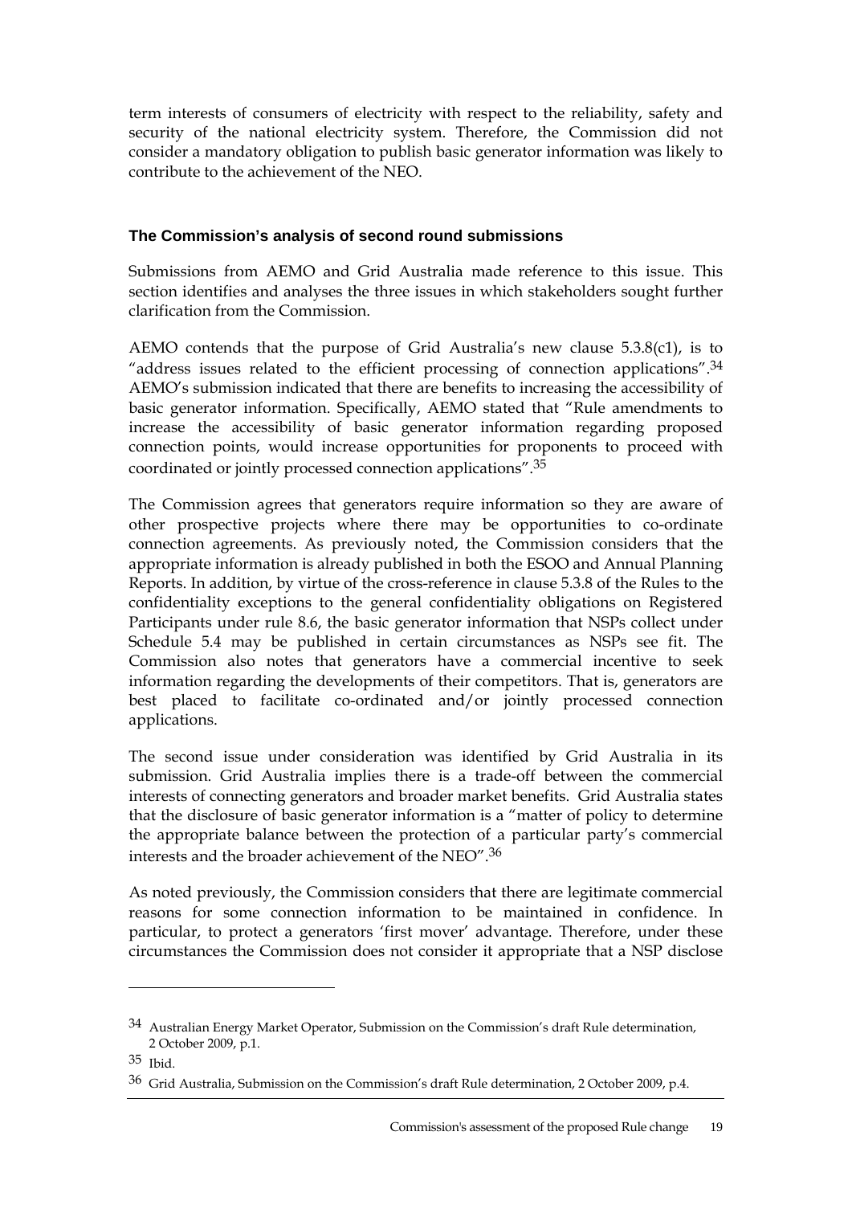term interests of consumers of electricity with respect to the reliability, safety and security of the national electricity system. Therefore, the Commission did not consider a mandatory obligation to publish basic generator information was likely to contribute to the achievement of the NEO.

### The Commission's analysis of second round submissions

Submissions from AEMO and Grid Australia made reference to this issue. This section identifies and analyses the three issues in which stakeholders sought further clarification from the Commission.

AEMO contends that the purpose of Grid Australia's new clause 5.3.8(c1), is to "address issues related to the efficient processing of connection applications".[34] AEMO's submission indicated that there are benefits to increasing the accessibility of basic generator information. Specifically, AEMO stated that "Rule amendments to increase the accessibility of basic generator information regarding proposed connection points, would increase opportunities for proponents to proceed with coordinated or jointly processed connection applications".[35]

The Commission agrees that generators require information so they are aware of other prospective projects where there may be opportunities to co-ordinate connection agreements. As previously noted, the Commission considers that the appropriate information is already published in both the ESOO and Annual Planning Reports. In addition, by virtue of the cross-reference in clause 5.3.8 of the Rules to the confidentiality exceptions to the general confidentiality obligations on Registered Participants under rule 8.6, the basic generator information that NSPs collect under Schedule 5.4 may be published in certain circumstances as NSPs see fit. The Commission also notes that generators have a commercial incentive to seek information regarding the developments of their competitors. That is, generators are best placed to facilitate co-ordinated and/or jointly processed connection applications.

The second issue under consideration was identified by Grid Australia in its submission. Grid Australia implies there is a trade-off between the commercial interests of connecting generators and broader market benefits. Grid Australia states that the disclosure of basic generator information is a "matter of policy to determine the appropriate balance between the protection of a particular party's commercial interests and the broader achievement of the NEO".[36]

As noted previously, the Commission considers that there are legitimate commercial reasons for some connection information to be maintained in confidence. In particular, to protect a generators 'first mover' advantage. Therefore, under these circumstances the Commission does not consider it appropriate that a NSP disclose

---

[34] Australian Energy Market Operator, Submission on the Commission's draft Rule determination, 2 October 2009, p.1.

[35] Ibid.

[36] Grid Australia, Submission on the Commission's draft Rule determination, 2 October 2009, p.4.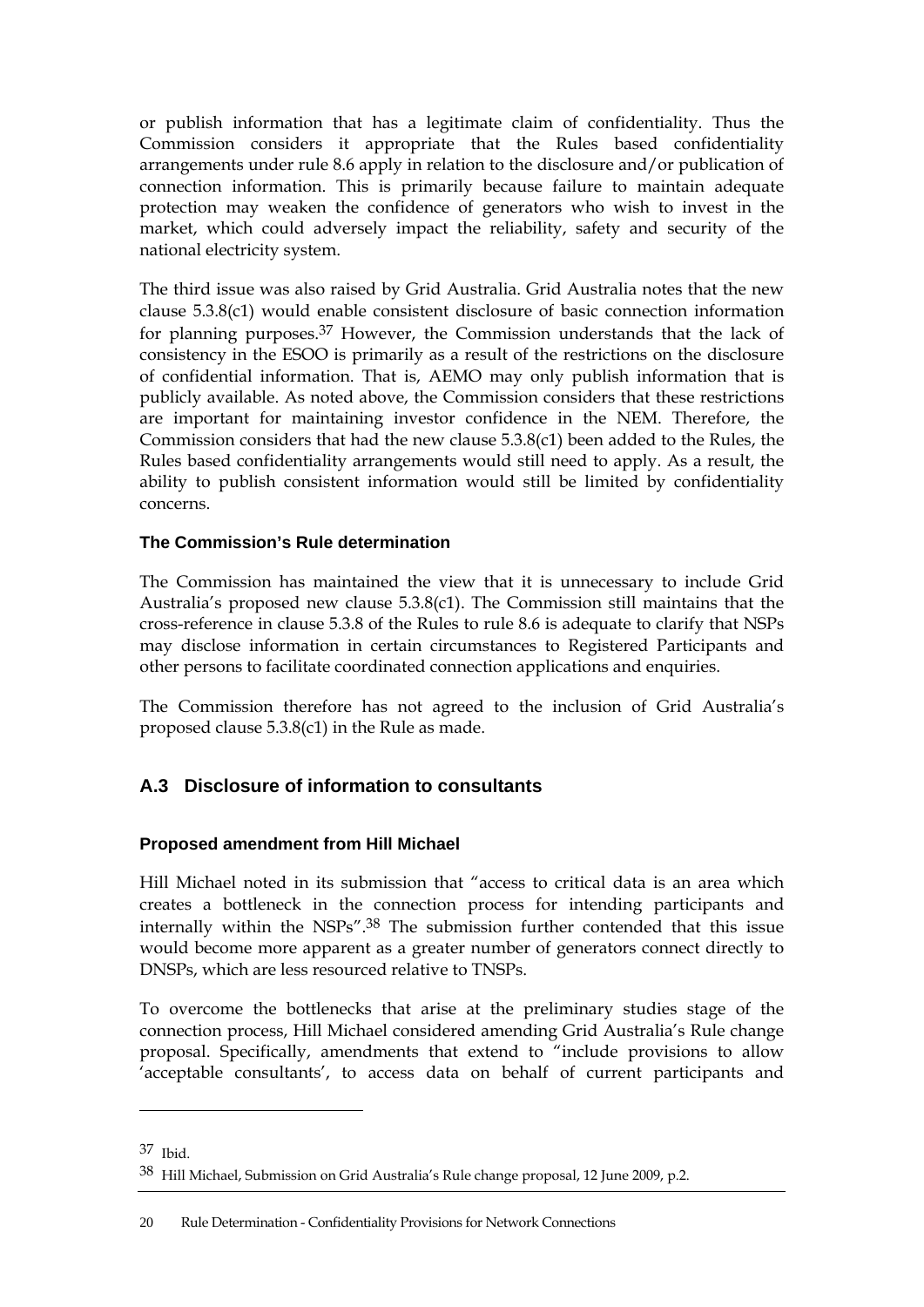or publish information that has a legitimate claim of confidentiality. Thus the Commission considers it appropriate that the Rules based confidentiality arrangements under rule 8.6 apply in relation to the disclosure and/or publication of connection information. This is primarily because failure to maintain adequate protection may weaken the confidence of generators who wish to invest in the market, which could adversely impact the reliability, safety and security of the national electricity system.

The third issue was also raised by Grid Australia. Grid Australia notes that the new clause 5.3.8(c1) would enable consistent disclosure of basic connection information for planning purposes.[37] However, the Commission understands that the lack of consistency in the ESOO is primarily as a result of the restrictions on the disclosure of confidential information. That is, AEMO may only publish information that is publicly available. As noted above, the Commission considers that these restrictions are important for maintaining investor confidence in the NEM. Therefore, the Commission considers that had the new clause 5.3.8(c1) been added to the Rules, the Rules based confidentiality arrangements would still need to apply. As a result, the ability to publish consistent information would still be limited by confidentiality concerns.

#### The Commission's Rule determination

The Commission has maintained the view that it is unnecessary to include Grid Australia's proposed new clause 5.3.8(c1). The Commission still maintains that the cross-reference in clause 5.3.8 of the Rules to rule 8.6 is adequate to clarify that NSPs may disclose information in certain circumstances to Registered Participants and other persons to facilitate coordinated connection applications and enquiries.

The Commission therefore has not agreed to the inclusion of Grid Australia's proposed clause 5.3.8(c1) in the Rule as made.

## A.3 Disclosure of information to consultants

#### Proposed amendment from Hill Michael

Hill Michael noted in its submission that "access to critical data is an area which creates a bottleneck in the connection process for intending participants and internally within the NSPs".[38] The submission further contended that this issue would become more apparent as a greater number of generators connect directly to DNSPs, which are less resourced relative to TNSPs.

To overcome the bottlenecks that arise at the preliminary studies stage of the connection process, Hill Michael considered amending Grid Australia's Rule change proposal. Specifically, amendments that extend to "include provisions to allow 'acceptable consultants', to access data on behalf of current participants and

---

[37] Ibid.

[38] Hill Michael, Submission on Grid Australia's Rule change proposal, 12 June 2009, p.2.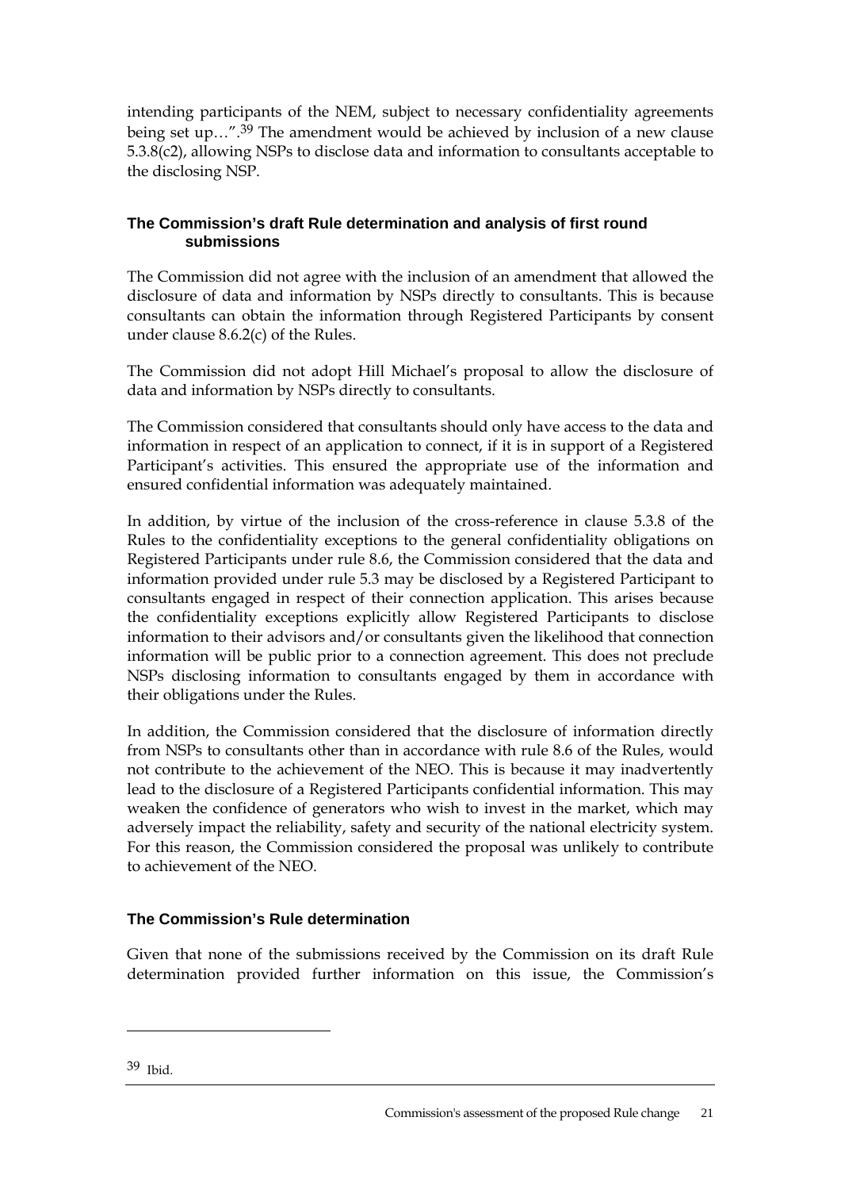intending participants of the NEM, subject to necessary confidentiality agreements being set up…”.[39] The amendment would be achieved by inclusion of a new clause 5.3.8(c2), allowing NSPs to disclose data and information to consultants acceptable to the disclosing NSP.

#### The Commission's draft Rule determination and analysis of first round submissions

The Commission did not agree with the inclusion of an amendment that allowed the disclosure of data and information by NSPs directly to consultants. This is because consultants can obtain the information through Registered Participants by consent under clause 8.6.2(c) of the Rules.

The Commission did not adopt Hill Michael's proposal to allow the disclosure of data and information by NSPs directly to consultants.

The Commission considered that consultants should only have access to the data and information in respect of an application to connect, if it is in support of a Registered Participant's activities. This ensured the appropriate use of the information and ensured confidential information was adequately maintained.

In addition, by virtue of the inclusion of the cross-reference in clause 5.3.8 of the Rules to the confidentiality exceptions to the general confidentiality obligations on Registered Participants under rule 8.6, the Commission considered that the data and information provided under rule 5.3 may be disclosed by a Registered Participant to consultants engaged in respect of their connection application. This arises because the confidentiality exceptions explicitly allow Registered Participants to disclose information to their advisors and/or consultants given the likelihood that connection information will be public prior to a connection agreement. This does not preclude NSPs disclosing information to consultants engaged by them in accordance with their obligations under the Rules.

In addition, the Commission considered that the disclosure of information directly from NSPs to consultants other than in accordance with rule 8.6 of the Rules, would not contribute to the achievement of the NEO. This is because it may inadvertently lead to the disclosure of a Registered Participants confidential information. This may weaken the confidence of generators who wish to invest in the market, which may adversely impact the reliability, safety and security of the national electricity system. For this reason, the Commission considered the proposal was unlikely to contribute to achievement of the NEO.

#### The Commission's Rule determination

Given that none of the submissions received by the Commission on its draft Rule determination provided further information on this issue, the Commission's

---

[39] Ibid.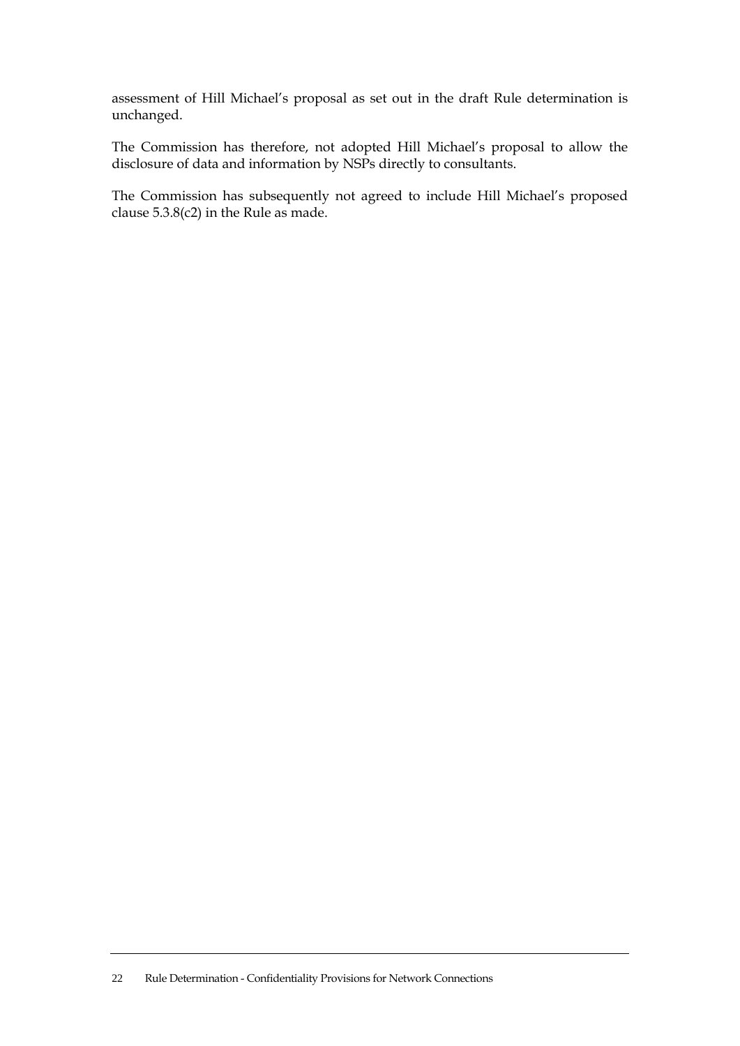assessment of Hill Michael's proposal as set out in the draft Rule determination is unchanged.

The Commission has therefore, not adopted Hill Michael's proposal to allow the disclosure of data and information by NSPs directly to consultants.

The Commission has subsequently not agreed to include Hill Michael's proposed clause 5.3.8(c2) in the Rule as made.